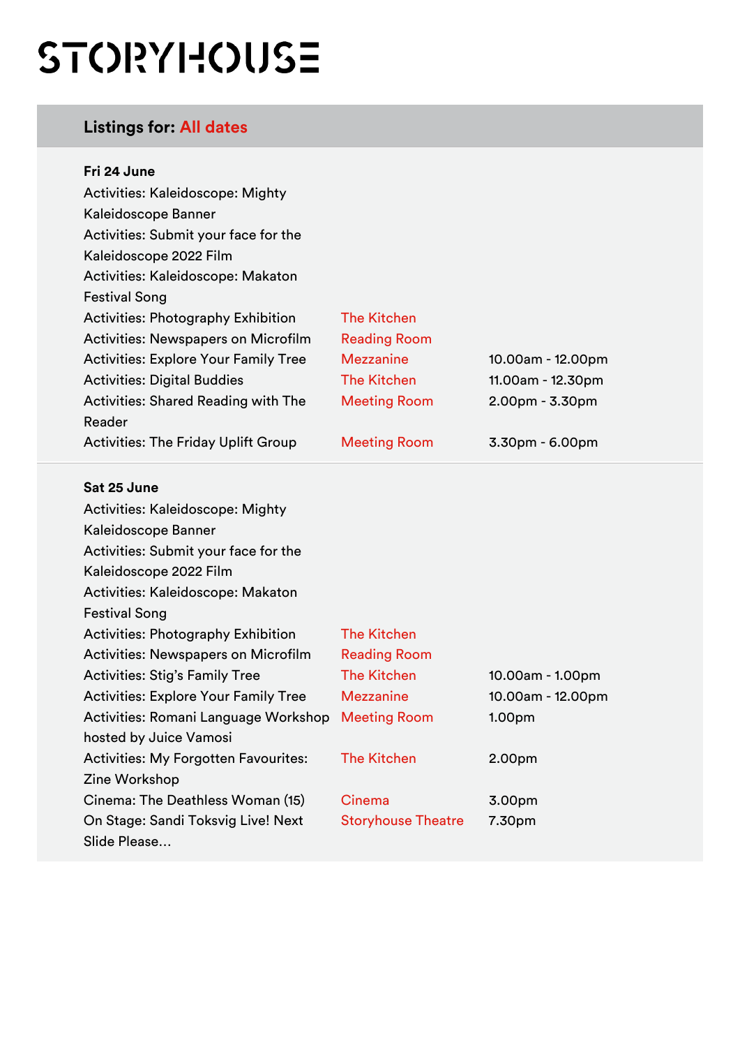# STORYHOUSE

## Listings for: All dates

**Fri 24 June**

| Event | Venue | Time |
|---|---|---|
| Activities: Kaleidoscope: Mighty Kaleidoscope Banner | | |
| Activities: Submit your face for the Kaleidoscope 2022 Film | | |
| Activities: Kaleidoscope: Makaton Festival Song | | |
| Activities: Photography Exhibition | The Kitchen | |
| Activities: Newspapers on Microfilm | Reading Room | |
| Activities: Explore Your Family Tree | Mezzanine | 10.00am - 12.00pm |
| Activities: Digital Buddies | The Kitchen | 11.00am - 12.30pm |
| Activities: Shared Reading with The Reader | Meeting Room | 2.00pm - 3.30pm |
| Activities: The Friday Uplift Group | Meeting Room | 3.30pm - 6.00pm |

**Sat 25 June**

| Event | Venue | Time |
|---|---|---|
| Activities: Kaleidoscope: Mighty Kaleidoscope Banner | | |
| Activities: Submit your face for the Kaleidoscope 2022 Film | | |
| Activities: Kaleidoscope: Makaton Festival Song | | |
| Activities: Photography Exhibition | The Kitchen | |
| Activities: Newspapers on Microfilm | Reading Room | |
| Activities: Stig's Family Tree | The Kitchen | 10.00am - 1.00pm |
| Activities: Explore Your Family Tree | Mezzanine | 10.00am - 12.00pm |
| Activities: Romani Language Workshop hosted by Juice Vamosi | Meeting Room | 1.00pm |
| Activities: My Forgotten Favourites: Zine Workshop | The Kitchen | 2.00pm |
| Cinema: The Deathless Woman (15) | Cinema | 3.00pm |
| On Stage: Sandi Toksvig Live! Next Slide Please... | Storyhouse Theatre | 7.30pm |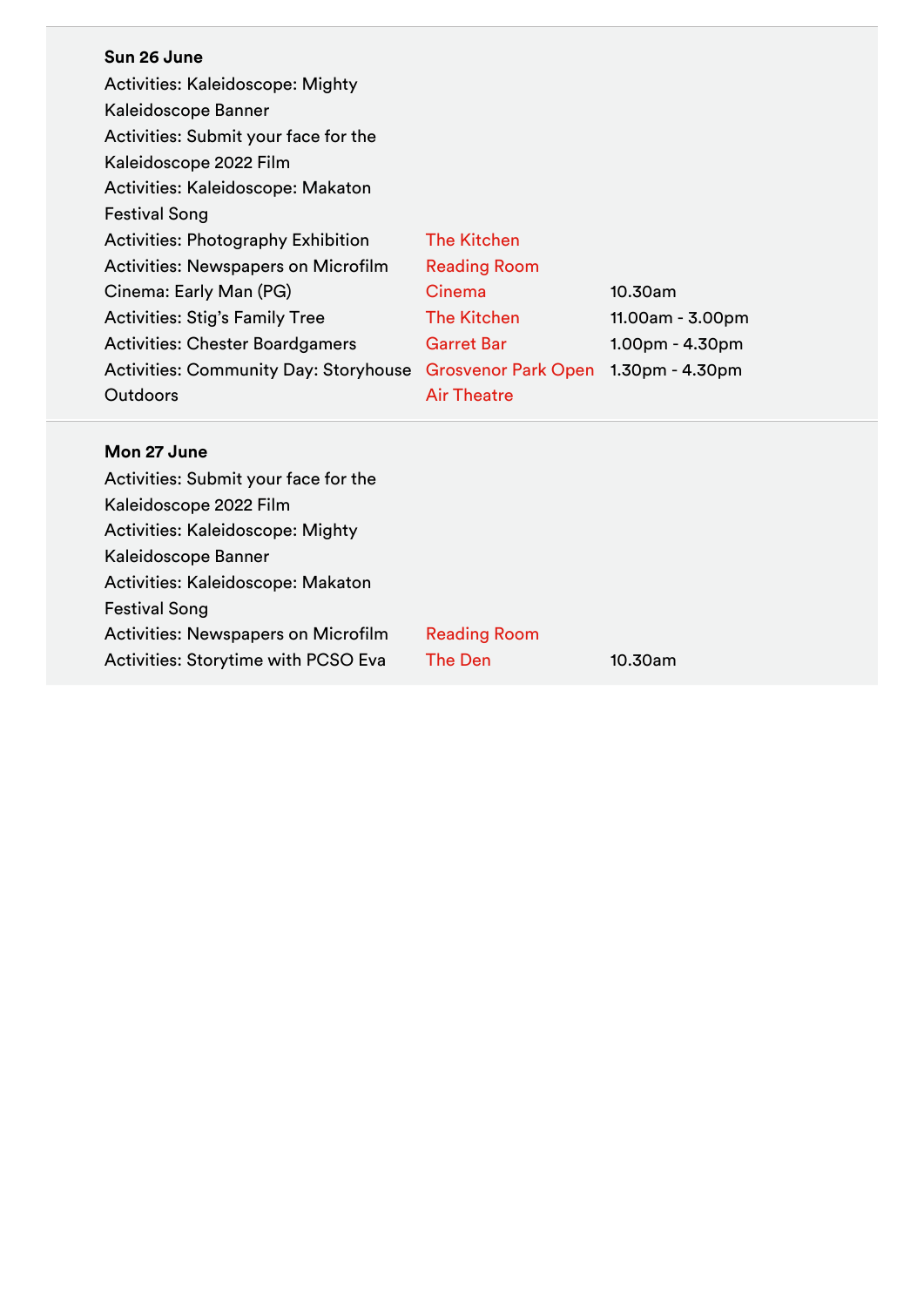**Sun 26 June**

| | | |
|---|---|---|
| Activities: Kaleidoscope: Mighty Kaleidoscope Banner | | |
| Activities: Submit your face for the Kaleidoscope 2022 Film | | |
| Activities: Kaleidoscope: Makaton Festival Song | | |
| Activities: Photography Exhibition | The Kitchen | |
| Activities: Newspapers on Microfilm | Reading Room | |
| Cinema: Early Man (PG) | Cinema | 10.30am |
| Activities: Stig's Family Tree | The Kitchen | 11.00am - 3.00pm |
| Activities: Chester Boardgamers | Garret Bar | 1.00pm - 4.30pm |
| Activities: Community Day: Storyhouse Outdoors | Grosvenor Park Open Air Theatre | 1.30pm - 4.30pm |

**Mon 27 June**

| | | |
|---|---|---|
| Activities: Submit your face for the Kaleidoscope 2022 Film | | |
| Activities: Kaleidoscope: Mighty Kaleidoscope Banner | | |
| Activities: Kaleidoscope: Makaton Festival Song | | |
| Activities: Newspapers on Microfilm | Reading Room | |
| Activities: Storytime with PCSO Eva | The Den | 10.30am |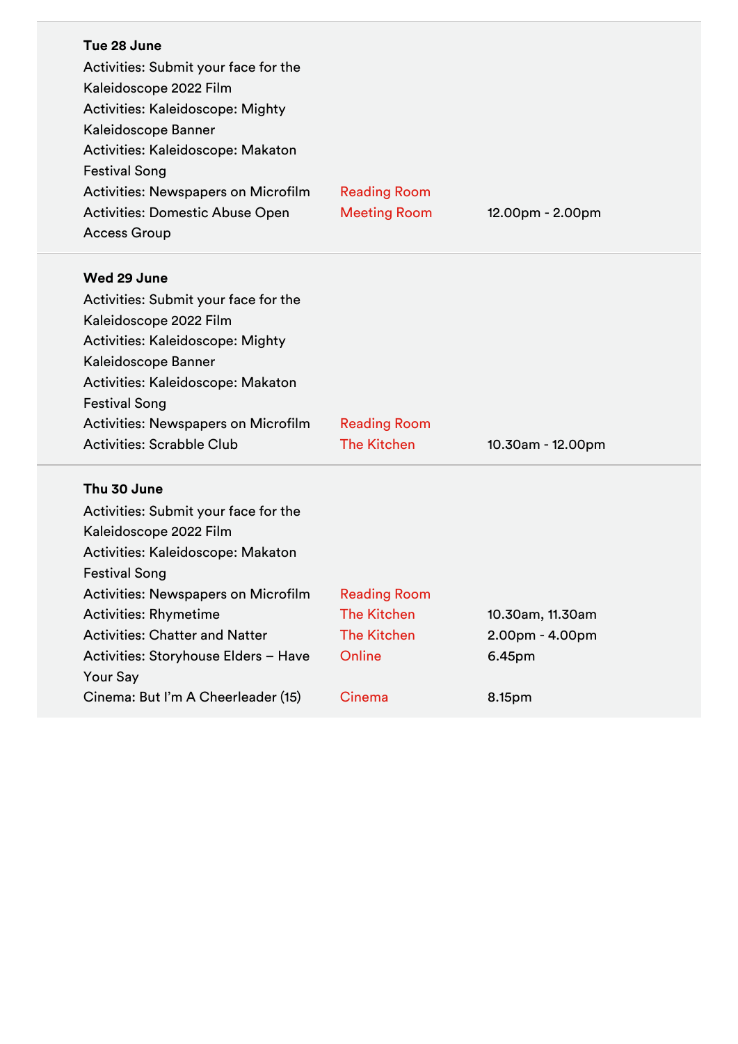**Tue 28 June**

| Activity | Location | Time |
|---|---|---|
| Activities: Submit your face for the Kaleidoscope 2022 Film | | |
| Activities: Kaleidoscope: Mighty Kaleidoscope Banner | | |
| Activities: Kaleidoscope: Makaton Festival Song | | |
| Activities: Newspapers on Microfilm | Reading Room | |
| Activities: Domestic Abuse Open Access Group | Meeting Room | 12.00pm - 2.00pm |

**Wed 29 June**

| Activity | Location | Time |
|---|---|---|
| Activities: Submit your face for the Kaleidoscope 2022 Film | | |
| Activities: Kaleidoscope: Mighty Kaleidoscope Banner | | |
| Activities: Kaleidoscope: Makaton Festival Song | | |
| Activities: Newspapers on Microfilm | Reading Room | |
| Activities: Scrabble Club | The Kitchen | 10.30am - 12.00pm |

**Thu 30 June**

| Activity | Location | Time |
|---|---|---|
| Activities: Submit your face for the Kaleidoscope 2022 Film | | |
| Activities: Kaleidoscope: Makaton Festival Song | | |
| Activities: Newspapers on Microfilm | Reading Room | |
| Activities: Rhymetime | The Kitchen | 10.30am, 11.30am |
| Activities: Chatter and Natter | The Kitchen | 2.00pm - 4.00pm |
| Activities: Storyhouse Elders – Have Your Say | Online | 6.45pm |
| Cinema: But I'm A Cheerleader (15) | Cinema | 8.15pm |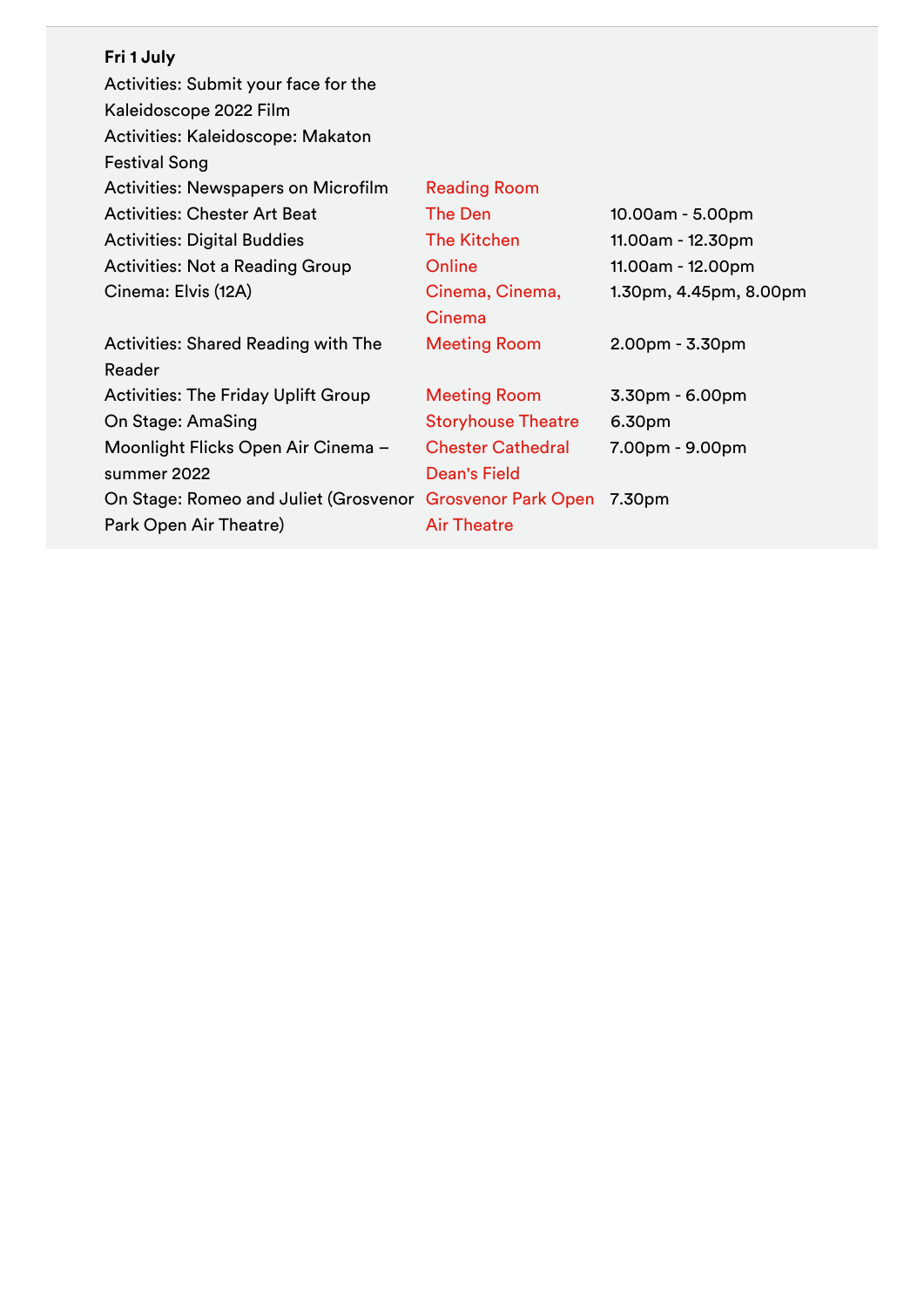**Fri 1 July**

| Event | Venue | Time |
| --- | --- | --- |
| Activities: Submit your face for the Kaleidoscope 2022 Film | | |
| Activities: Kaleidoscope: Makaton Festival Song | | |
| Activities: Newspapers on Microfilm | Reading Room | |
| Activities: Chester Art Beat | The Den | 10.00am - 5.00pm |
| Activities: Digital Buddies | The Kitchen | 11.00am - 12.30pm |
| Activities: Not a Reading Group | Online | 11.00am - 12.00pm |
| Cinema: Elvis (12A) | Cinema, Cinema, Cinema | 1.30pm, 4.45pm, 8.00pm |
| Activities: Shared Reading with The Reader | Meeting Room | 2.00pm - 3.30pm |
| Activities: The Friday Uplift Group | Meeting Room | 3.30pm - 6.00pm |
| On Stage: AmaSing | Storyhouse Theatre | 6.30pm |
| Moonlight Flicks Open Air Cinema – summer 2022 | Chester Cathedral Dean's Field | 7.00pm - 9.00pm |
| On Stage: Romeo and Juliet (Grosvenor Park Open Air Theatre) | Grosvenor Park Open Air Theatre | 7.30pm |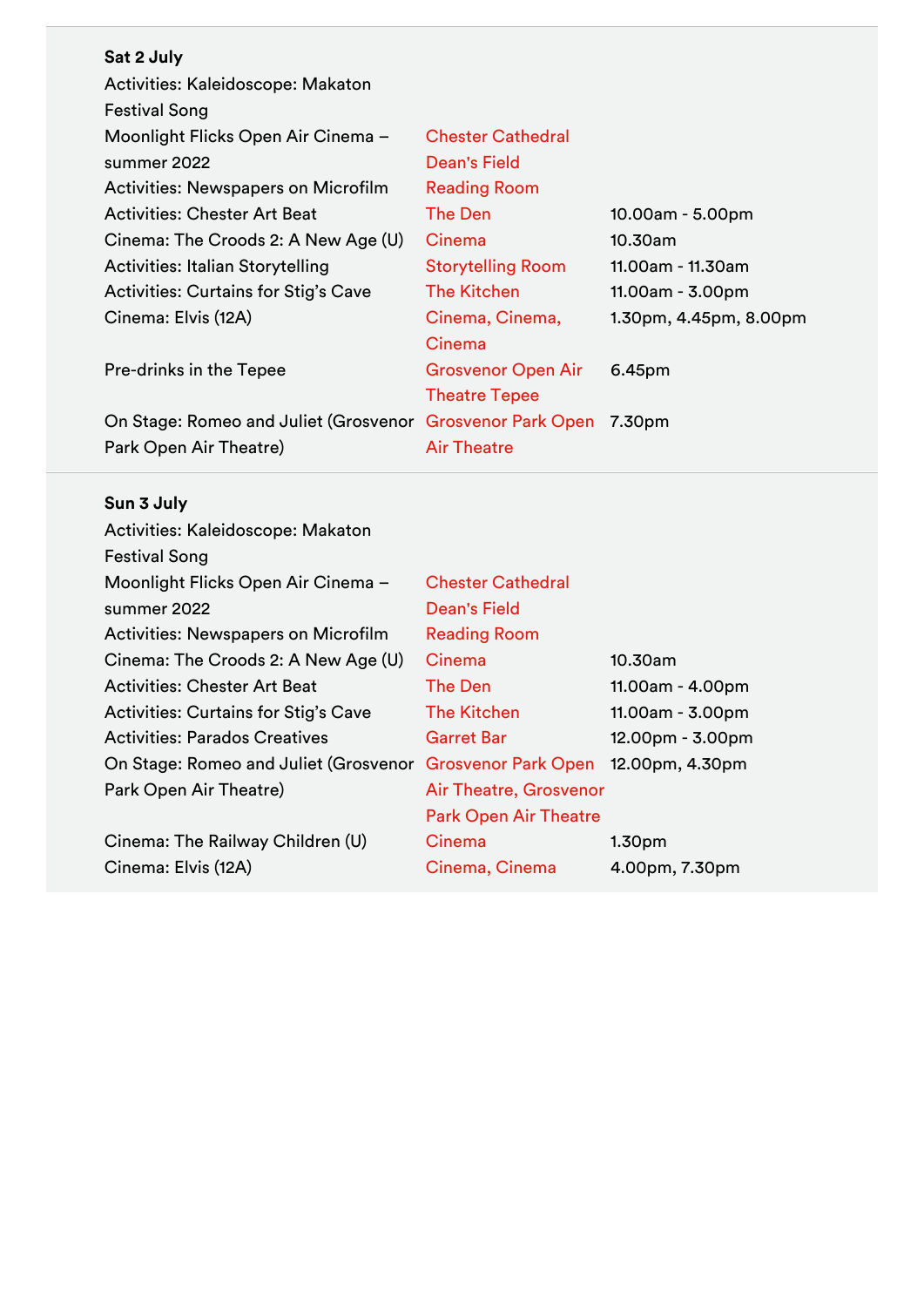**Sat 2 July**

| Event | Venue | Time |
|---|---|---|
| Activities: Kaleidoscope: Makaton Festival Song | | |
| Moonlight Flicks Open Air Cinema – summer 2022 | Chester Cathedral Dean's Field | |
| Activities: Newspapers on Microfilm | Reading Room | |
| Activities: Chester Art Beat | The Den | 10.00am - 5.00pm |
| Cinema: The Croods 2: A New Age (U) | Cinema | 10.30am |
| Activities: Italian Storytelling | Storytelling Room | 11.00am - 11.30am |
| Activities: Curtains for Stig's Cave | The Kitchen | 11.00am - 3.00pm |
| Cinema: Elvis (12A) | Cinema, Cinema, Cinema | 1.30pm, 4.45pm, 8.00pm |
| Pre-drinks in the Tepee | Grosvenor Open Air Theatre Tepee | 6.45pm |
| On Stage: Romeo and Juliet (Grosvenor Park Open Air Theatre) | Grosvenor Park Open Air Theatre | 7.30pm |

**Sun 3 July**

| Event | Venue | Time |
|---|---|---|
| Activities: Kaleidoscope: Makaton Festival Song | | |
| Moonlight Flicks Open Air Cinema – summer 2022 | Chester Cathedral Dean's Field | |
| Activities: Newspapers on Microfilm | Reading Room | |
| Cinema: The Croods 2: A New Age (U) | Cinema | 10.30am |
| Activities: Chester Art Beat | The Den | 11.00am - 4.00pm |
| Activities: Curtains for Stig's Cave | The Kitchen | 11.00am - 3.00pm |
| Activities: Parados Creatives | Garret Bar | 12.00pm - 3.00pm |
| On Stage: Romeo and Juliet (Grosvenor Park Open Air Theatre) | Grosvenor Park Open Air Theatre, Grosvenor Park Open Air Theatre | 12.00pm, 4.30pm |
| Cinema: The Railway Children (U) | Cinema | 1.30pm |
| Cinema: Elvis (12A) | Cinema, Cinema | 4.00pm, 7.30pm |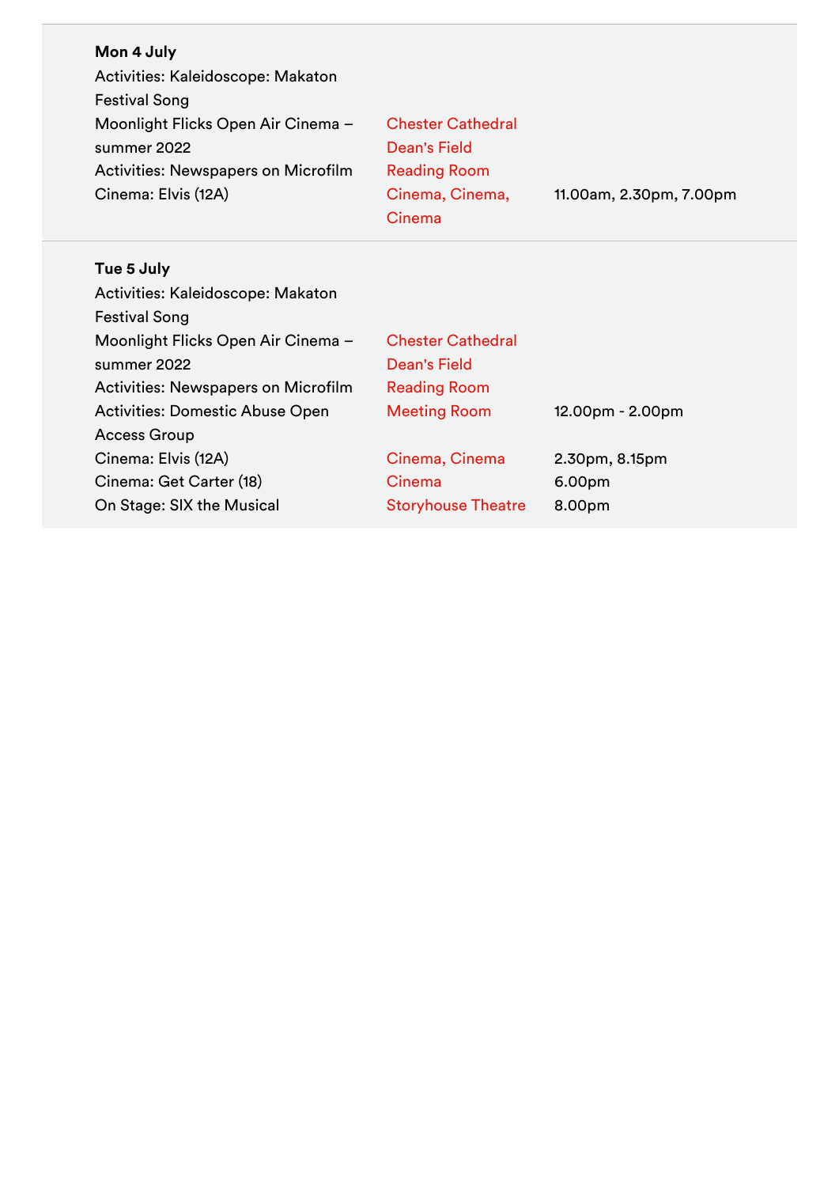**Mon 4 July**

| Event | Venue | Time |
| --- | --- | --- |
| Activities: Kaleidoscope: Makaton Festival Song | | |
| Moonlight Flicks Open Air Cinema – summer 2022 | Chester Cathedral Dean's Field | |
| Activities: Newspapers on Microfilm | Reading Room | |
| Cinema: Elvis (12A) | Cinema, Cinema, Cinema | 11.00am, 2.30pm, 7.00pm |

**Tue 5 July**

| Event | Venue | Time |
| --- | --- | --- |
| Activities: Kaleidoscope: Makaton Festival Song | | |
| Moonlight Flicks Open Air Cinema – summer 2022 | Chester Cathedral Dean's Field | |
| Activities: Newspapers on Microfilm | Reading Room | |
| Activities: Domestic Abuse Open Access Group | Meeting Room | 12.00pm - 2.00pm |
| Cinema: Elvis (12A) | Cinema, Cinema | 2.30pm, 8.15pm |
| Cinema: Get Carter (18) | Cinema | 6.00pm |
| On Stage: SIX the Musical | Storyhouse Theatre | 8.00pm |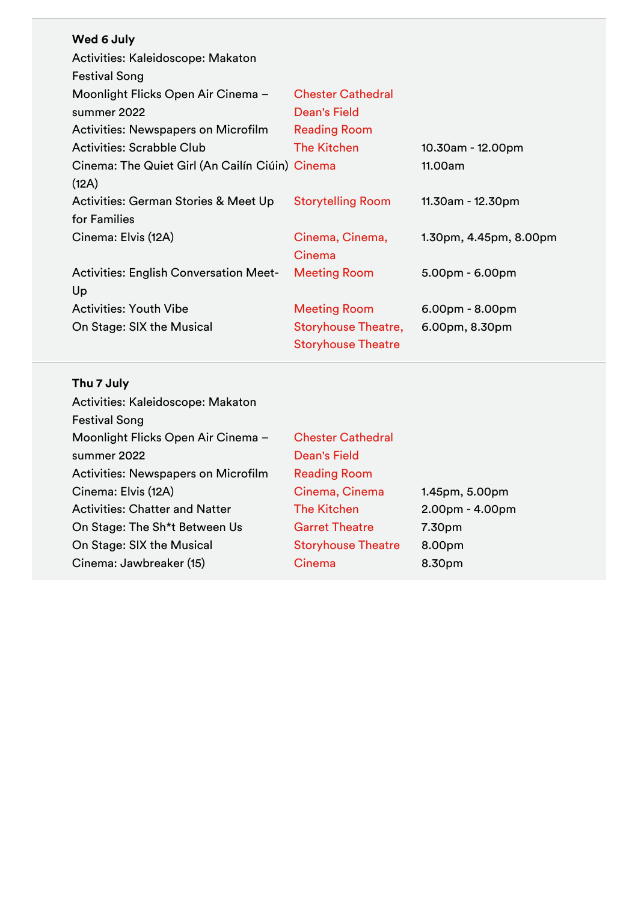**Wed 6 July**

| | | |
|---|---|---|
| Activities: Kaleidoscope: Makaton Festival Song | | |
| Moonlight Flicks Open Air Cinema – summer 2022 | Chester Cathedral Dean's Field | |
| Activities: Newspapers on Microfilm | Reading Room | |
| Activities: Scrabble Club | The Kitchen | 10.30am - 12.00pm |
| Cinema: The Quiet Girl (An Cailín Ciúin) (12A) | Cinema | 11.00am |
| Activities: German Stories & Meet Up for Families | Storytelling Room | 11.30am - 12.30pm |
| Cinema: Elvis (12A) | Cinema, Cinema, Cinema | 1.30pm, 4.45pm, 8.00pm |
| Activities: English Conversation Meet-Up | Meeting Room | 5.00pm - 6.00pm |
| Activities: Youth Vibe | Meeting Room | 6.00pm - 8.00pm |
| On Stage: SIX the Musical | Storyhouse Theatre, Storyhouse Theatre | 6.00pm, 8.30pm |

**Thu 7 July**

| | | |
|---|---|---|
| Activities: Kaleidoscope: Makaton Festival Song | | |
| Moonlight Flicks Open Air Cinema – summer 2022 | Chester Cathedral Dean's Field | |
| Activities: Newspapers on Microfilm | Reading Room | |
| Cinema: Elvis (12A) | Cinema, Cinema | 1.45pm, 5.00pm |
| Activities: Chatter and Natter | The Kitchen | 2.00pm - 4.00pm |
| On Stage: The Sh*t Between Us | Garret Theatre | 7.30pm |
| On Stage: SIX the Musical | Storyhouse Theatre | 8.00pm |
| Cinema: Jawbreaker (15) | Cinema | 8.30pm |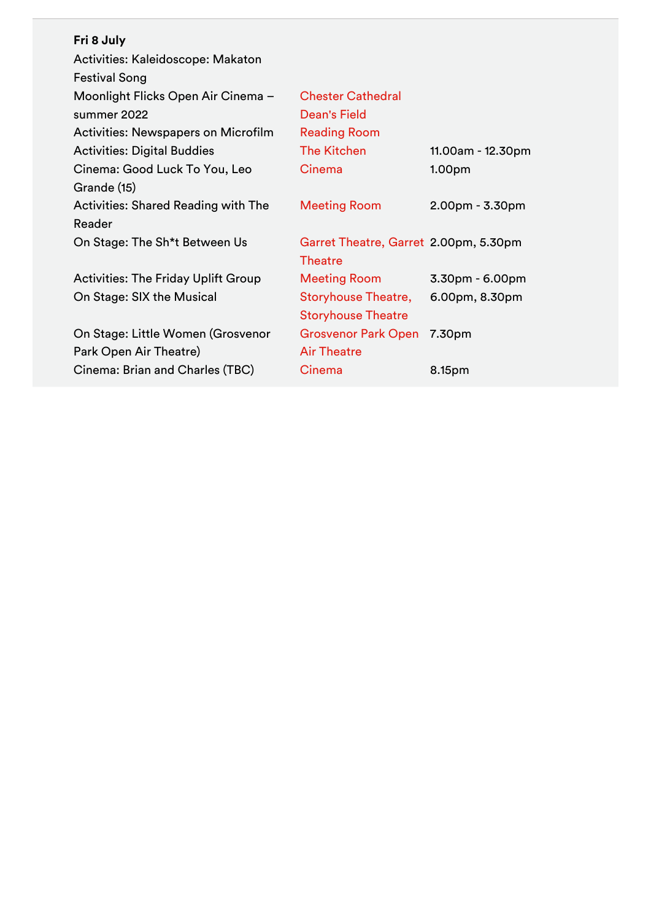**Fri 8 July**

| Event | Venue | Time |
|---|---|---|
| Activities: Kaleidoscope: Makaton Festival Song | | |
| Moonlight Flicks Open Air Cinema – summer 2022 | Chester Cathedral Dean's Field | |
| Activities: Newspapers on Microfilm | Reading Room | |
| Activities: Digital Buddies | The Kitchen | 11.00am - 12.30pm |
| Cinema: Good Luck To You, Leo Grande (15) | Cinema | 1.00pm |
| Activities: Shared Reading with The Reader | Meeting Room | 2.00pm - 3.30pm |
| On Stage: The Sh*t Between Us | Garret Theatre, Garret Theatre | 2.00pm, 5.30pm |
| Activities: The Friday Uplift Group | Meeting Room | 3.30pm - 6.00pm |
| On Stage: SIX the Musical | Storyhouse Theatre, Storyhouse Theatre | 6.00pm, 8.30pm |
| On Stage: Little Women (Grosvenor Park Open Air Theatre) | Grosvenor Park Open Air Theatre | 7.30pm |
| Cinema: Brian and Charles (TBC) | Cinema | 8.15pm |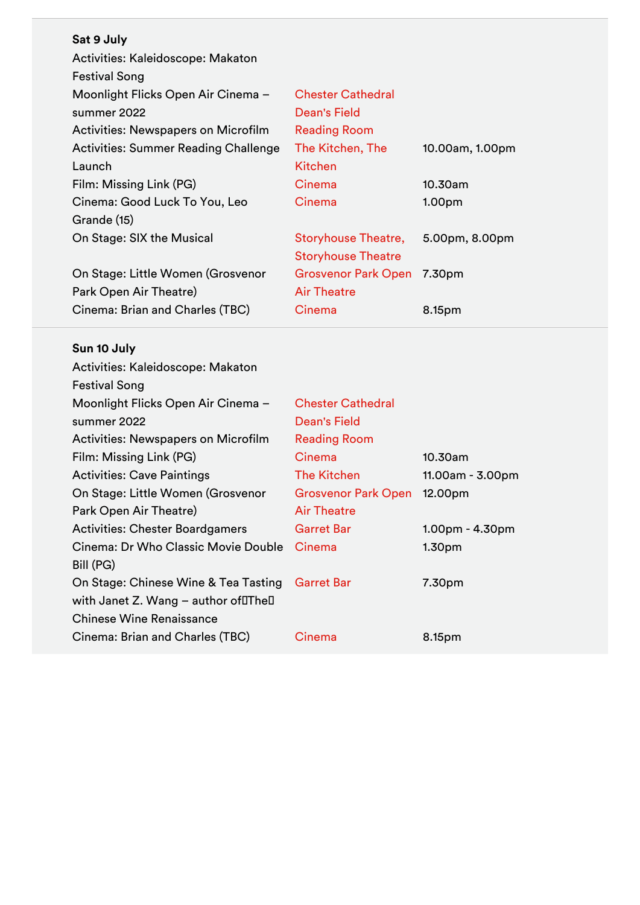**Sat 9 July**

| | | |
|---|---|---|
| Activities: Kaleidoscope: Makaton Festival Song | | |
| Moonlight Flicks Open Air Cinema – summer 2022 | Chester Cathedral Dean's Field | |
| Activities: Newspapers on Microfilm | Reading Room | |
| Activities: Summer Reading Challenge Launch | The Kitchen, The Kitchen | 10.00am, 1.00pm |
| Film: Missing Link (PG) | Cinema | 10.30am |
| Cinema: Good Luck To You, Leo Grande (15) | Cinema | 1.00pm |
| On Stage: SIX the Musical | Storyhouse Theatre, Storyhouse Theatre | 5.00pm, 8.00pm |
| On Stage: Little Women (Grosvenor Park Open Air Theatre) | Grosvenor Park Open Air Theatre | 7.30pm |
| Cinema: Brian and Charles (TBC) | Cinema | 8.15pm |

**Sun 10 July**

| | | |
|---|---|---|
| Activities: Kaleidoscope: Makaton Festival Song | | |
| Moonlight Flicks Open Air Cinema – summer 2022 | Chester Cathedral Dean's Field | |
| Activities: Newspapers on Microfilm | Reading Room | |
| Film: Missing Link (PG) | Cinema | 10.30am |
| Activities: Cave Paintings | The Kitchen | 11.00am - 3.00pm |
| On Stage: Little Women (Grosvenor Park Open Air Theatre) | Grosvenor Park Open Air Theatre | 12.00pm |
| Activities: Chester Boardgamers | Garret Bar | 1.00pm - 4.30pm |
| Cinema: Dr Who Classic Movie Double Bill (PG) | Cinema | 1.30pm |
| On Stage: Chinese Wine & Tea Tasting with Janet Z. Wang – author of The Chinese Wine Renaissance | Garret Bar | 7.30pm |
| Cinema: Brian and Charles (TBC) | Cinema | 8.15pm |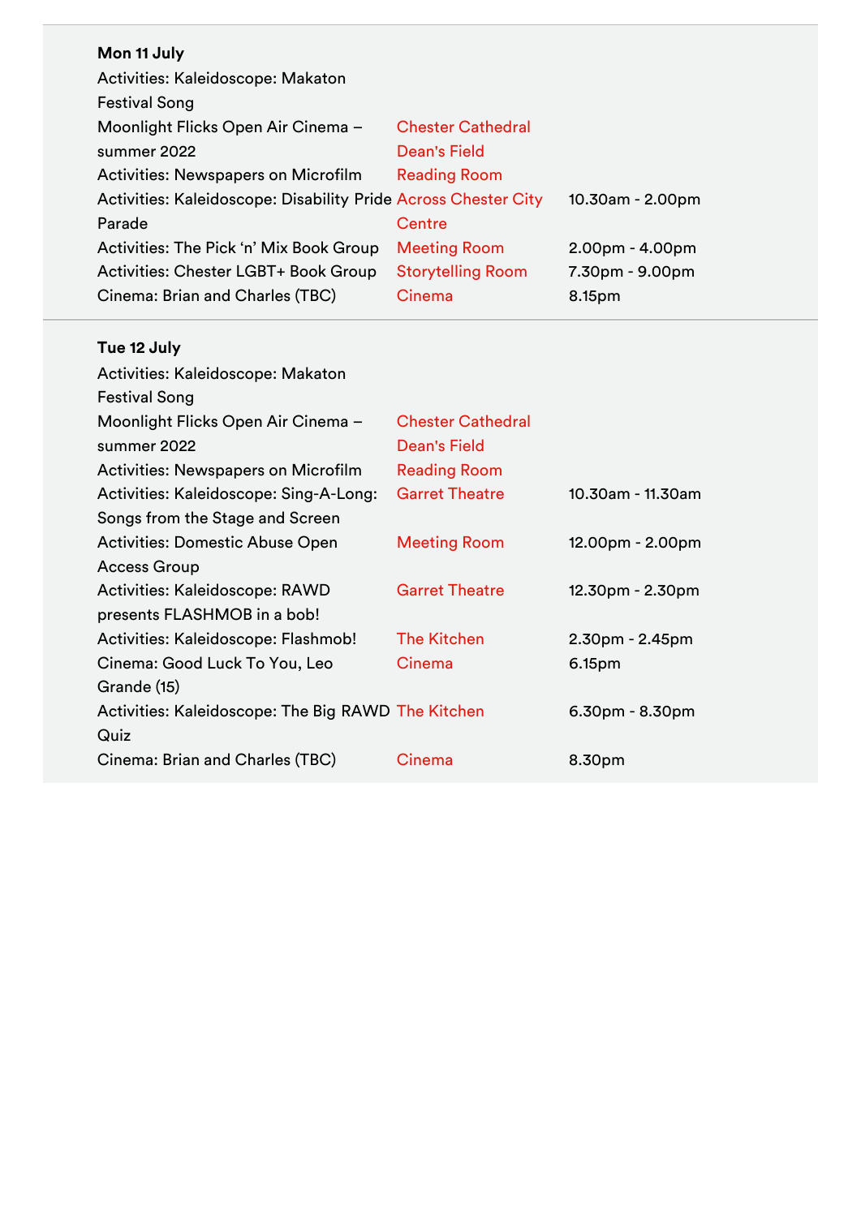**Mon 11 July**

| | | |
|---|---|---|
| Activities: Kaleidoscope: Makaton Festival Song | | |
| Moonlight Flicks Open Air Cinema – summer 2022 | Chester Cathedral Dean's Field | |
| Activities: Newspapers on Microfilm | Reading Room | |
| Activities: Kaleidoscope: Disability Pride Parade | Across Chester City Centre | 10.30am - 2.00pm |
| Activities: The Pick 'n' Mix Book Group | Meeting Room | 2.00pm - 4.00pm |
| Activities: Chester LGBT+ Book Group | Storytelling Room | 7.30pm - 9.00pm |
| Cinema: Brian and Charles (TBC) | Cinema | 8.15pm |

**Tue 12 July**

| | | |
|---|---|---|
| Activities: Kaleidoscope: Makaton Festival Song | | |
| Moonlight Flicks Open Air Cinema – summer 2022 | Chester Cathedral Dean's Field | |
| Activities: Newspapers on Microfilm | Reading Room | |
| Activities: Kaleidoscope: Sing-A-Long: Songs from the Stage and Screen | Garret Theatre | 10.30am - 11.30am |
| Activities: Domestic Abuse Open Access Group | Meeting Room | 12.00pm - 2.00pm |
| Activities: Kaleidoscope: RAWD presents FLASHMOB in a bob! | Garret Theatre | 12.30pm - 2.30pm |
| Activities: Kaleidoscope: Flashmob! | The Kitchen | 2.30pm - 2.45pm |
| Cinema: Good Luck To You, Leo Grande (15) | Cinema | 6.15pm |
| Activities: Kaleidoscope: The Big RAWD Quiz | The Kitchen | 6.30pm - 8.30pm |
| Cinema: Brian and Charles (TBC) | Cinema | 8.30pm |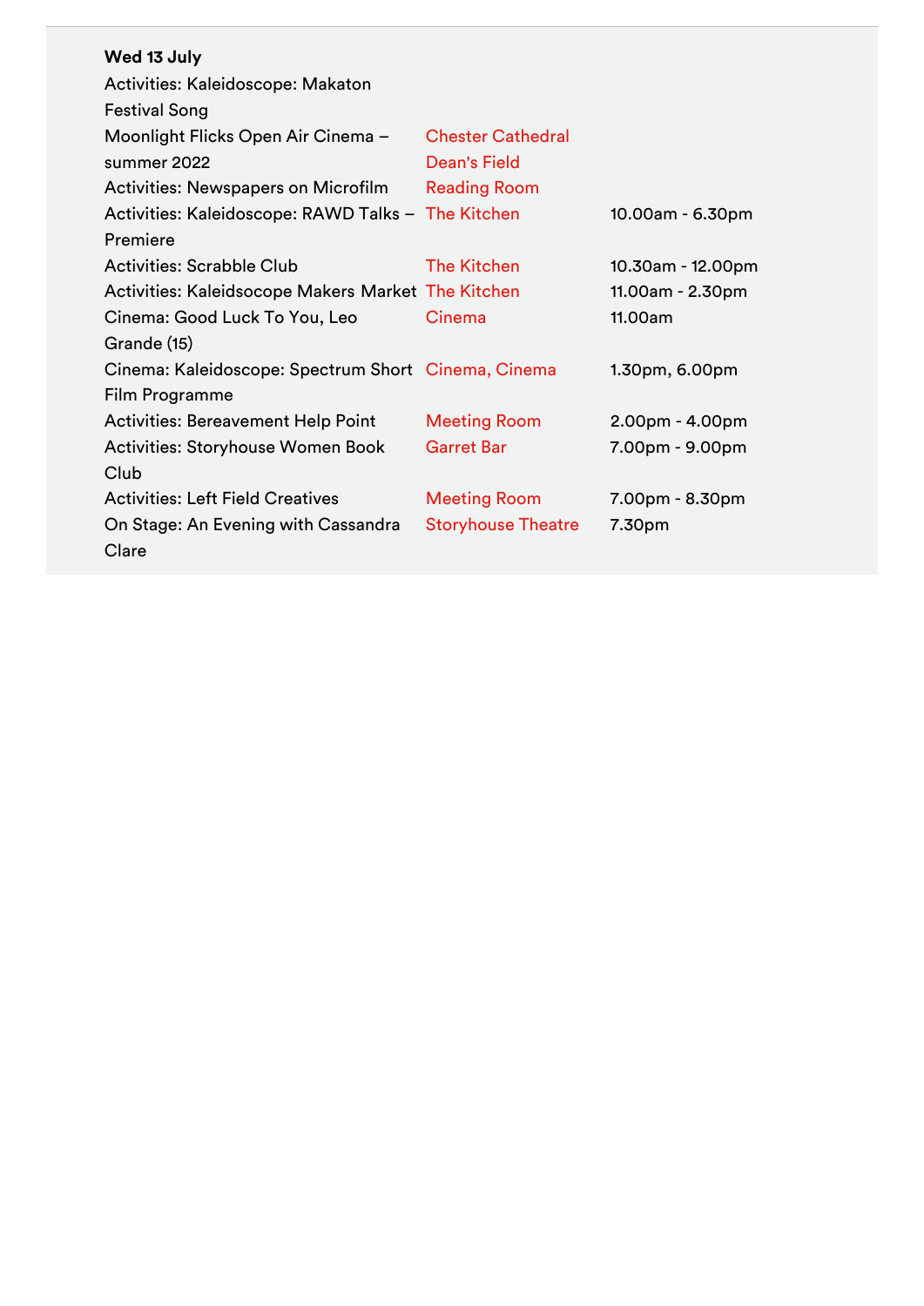**Wed 13 July**

| Event | Venue | Time |
|---|---|---|
| Activities: Kaleidoscope: Makaton Festival Song | | |
| Moonlight Flicks Open Air Cinema – summer 2022 | Chester Cathedral Dean's Field | |
| Activities: Newspapers on Microfilm | Reading Room | |
| Activities: Kaleidoscope: RAWD Talks – Premiere | The Kitchen | 10.00am - 6.30pm |
| Activities: Scrabble Club | The Kitchen | 10.30am - 12.00pm |
| Activities: Kaleidsocope Makers Market | The Kitchen | 11.00am - 2.30pm |
| Cinema: Good Luck To You, Leo Grande (15) | Cinema | 11.00am |
| Cinema: Kaleidoscope: Spectrum Short Film Programme | Cinema, Cinema | 1.30pm, 6.00pm |
| Activities: Bereavement Help Point | Meeting Room | 2.00pm - 4.00pm |
| Activities: Storyhouse Women Book Club | Garret Bar | 7.00pm - 9.00pm |
| Activities: Left Field Creatives | Meeting Room | 7.00pm - 8.30pm |
| On Stage: An Evening with Cassandra Clare | Storyhouse Theatre | 7.30pm |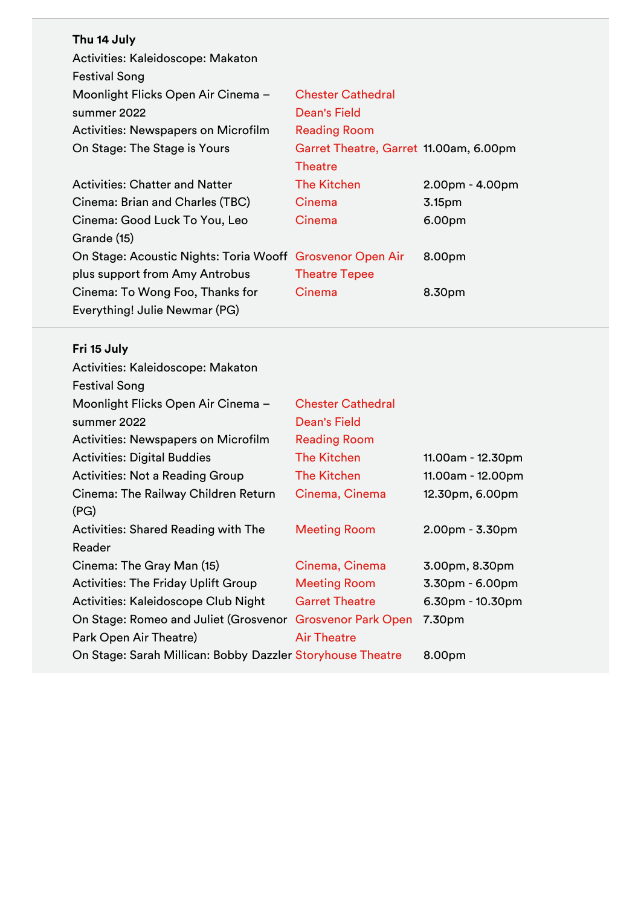**Thu 14 July**

| Event | Venue | Time |
|---|---|---|
| Activities: Kaleidoscope: Makaton Festival Song | | |
| Moonlight Flicks Open Air Cinema – summer 2022 | Chester Cathedral Dean's Field | |
| Activities: Newspapers on Microfilm | Reading Room | |
| On Stage: The Stage is Yours | Garret Theatre, Garret Theatre | 11.00am, 6.00pm |
| Activities: Chatter and Natter | The Kitchen | 2.00pm - 4.00pm |
| Cinema: Brian and Charles (TBC) | Cinema | 3.15pm |
| Cinema: Good Luck To You, Leo Grande (15) | Cinema | 6.00pm |
| On Stage: Acoustic Nights: Toria Wooff plus support from Amy Antrobus | Grosvenor Open Air Theatre Tepee | 8.00pm |
| Cinema: To Wong Foo, Thanks for Everything! Julie Newmar (PG) | Cinema | 8.30pm |

**Fri 15 July**

| Event | Venue | Time |
|---|---|---|
| Activities: Kaleidoscope: Makaton Festival Song | | |
| Moonlight Flicks Open Air Cinema – summer 2022 | Chester Cathedral Dean's Field | |
| Activities: Newspapers on Microfilm | Reading Room | |
| Activities: Digital Buddies | The Kitchen | 11.00am - 12.30pm |
| Activities: Not a Reading Group | The Kitchen | 11.00am - 12.00pm |
| Cinema: The Railway Children Return (PG) | Cinema, Cinema | 12.30pm, 6.00pm |
| Activities: Shared Reading with The Reader | Meeting Room | 2.00pm - 3.30pm |
| Cinema: The Gray Man (15) | Cinema, Cinema | 3.00pm, 8.30pm |
| Activities: The Friday Uplift Group | Meeting Room | 3.30pm - 6.00pm |
| Activities: Kaleidoscope Club Night | Garret Theatre | 6.30pm - 10.30pm |
| On Stage: Romeo and Juliet (Grosvenor Park Open Air Theatre) | Grosvenor Park Open Air Theatre | 7.30pm |
| On Stage: Sarah Millican: Bobby Dazzler | Storyhouse Theatre | 8.00pm |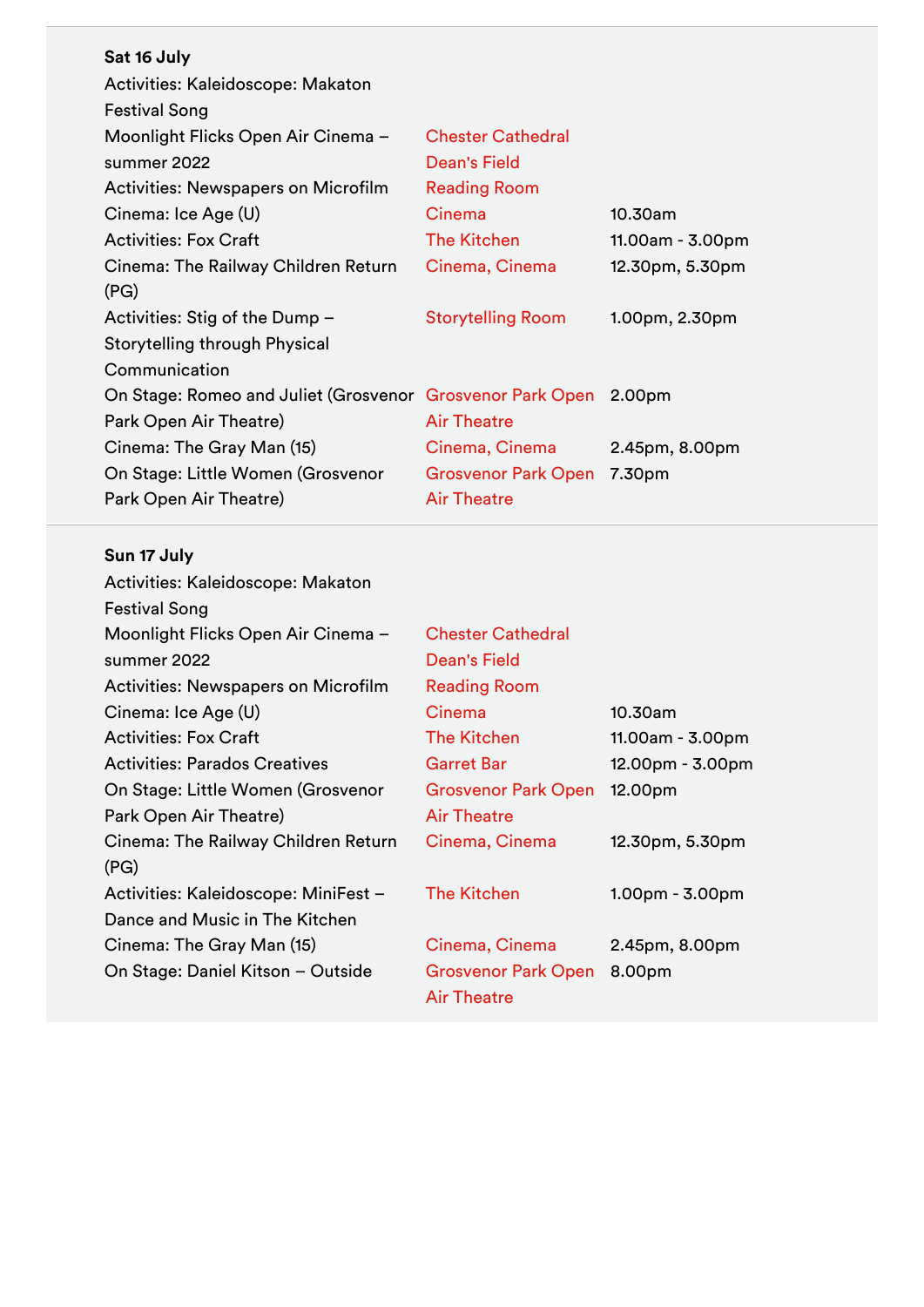**Sat 16 July**

| Event | Venue | Time |
|---|---|---|
| Activities: Kaleidoscope: Makaton Festival Song | | |
| Moonlight Flicks Open Air Cinema – summer 2022 | Chester Cathedral Dean's Field | |
| Activities: Newspapers on Microfilm | Reading Room | |
| Cinema: Ice Age (U) | Cinema | 10.30am |
| Activities: Fox Craft | The Kitchen | 11.00am - 3.00pm |
| Cinema: The Railway Children Return (PG) | Cinema, Cinema | 12.30pm, 5.30pm |
| Activities: Stig of the Dump – Storytelling through Physical Communication | Storytelling Room | 1.00pm, 2.30pm |
| On Stage: Romeo and Juliet (Grosvenor Park Open Air Theatre) | Grosvenor Park Open Air Theatre | 2.00pm |
| Cinema: The Gray Man (15) | Cinema, Cinema | 2.45pm, 8.00pm |
| On Stage: Little Women (Grosvenor Park Open Air Theatre) | Grosvenor Park Open Air Theatre | 7.30pm |

**Sun 17 July**

| Event | Venue | Time |
|---|---|---|
| Activities: Kaleidoscope: Makaton Festival Song | | |
| Moonlight Flicks Open Air Cinema – summer 2022 | Chester Cathedral Dean's Field | |
| Activities: Newspapers on Microfilm | Reading Room | |
| Cinema: Ice Age (U) | Cinema | 10.30am |
| Activities: Fox Craft | The Kitchen | 11.00am - 3.00pm |
| Activities: Parados Creatives | Garret Bar | 12.00pm - 3.00pm |
| On Stage: Little Women (Grosvenor Park Open Air Theatre) | Grosvenor Park Open Air Theatre | 12.00pm |
| Cinema: The Railway Children Return (PG) | Cinema, Cinema | 12.30pm, 5.30pm |
| Activities: Kaleidoscope: MiniFest – Dance and Music in The Kitchen | The Kitchen | 1.00pm - 3.00pm |
| Cinema: The Gray Man (15) | Cinema, Cinema | 2.45pm, 8.00pm |
| On Stage: Daniel Kitson – Outside | Grosvenor Park Open Air Theatre | 8.00pm |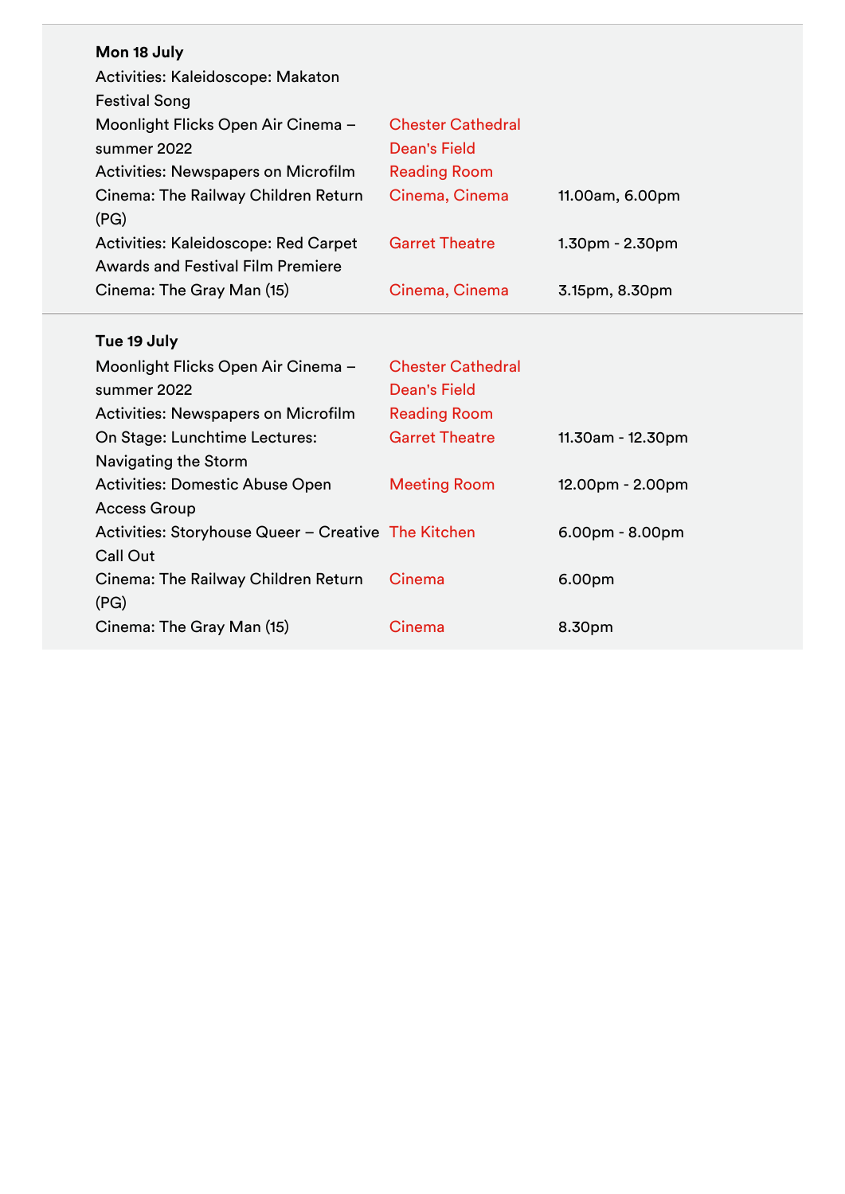**Mon 18 July**

| Event | Venue | Time |
|---|---|---|
| Activities: Kaleidoscope: Makaton Festival Song | | |
| Moonlight Flicks Open Air Cinema – summer 2022 | Chester Cathedral Dean's Field | |
| Activities: Newspapers on Microfilm | Reading Room | |
| Cinema: The Railway Children Return (PG) | Cinema, Cinema | 11.00am, 6.00pm |
| Activities: Kaleidoscope: Red Carpet Awards and Festival Film Premiere | Garret Theatre | 1.30pm - 2.30pm |
| Cinema: The Gray Man (15) | Cinema, Cinema | 3.15pm, 8.30pm |

**Tue 19 July**

| Event | Venue | Time |
|---|---|---|
| Moonlight Flicks Open Air Cinema – summer 2022 | Chester Cathedral Dean's Field | |
| Activities: Newspapers on Microfilm | Reading Room | |
| On Stage: Lunchtime Lectures: Navigating the Storm | Garret Theatre | 11.30am - 12.30pm |
| Activities: Domestic Abuse Open Access Group | Meeting Room | 12.00pm - 2.00pm |
| Activities: Storyhouse Queer – Creative Call Out | The Kitchen | 6.00pm - 8.00pm |
| Cinema: The Railway Children Return (PG) | Cinema | 6.00pm |
| Cinema: The Gray Man (15) | Cinema | 8.30pm |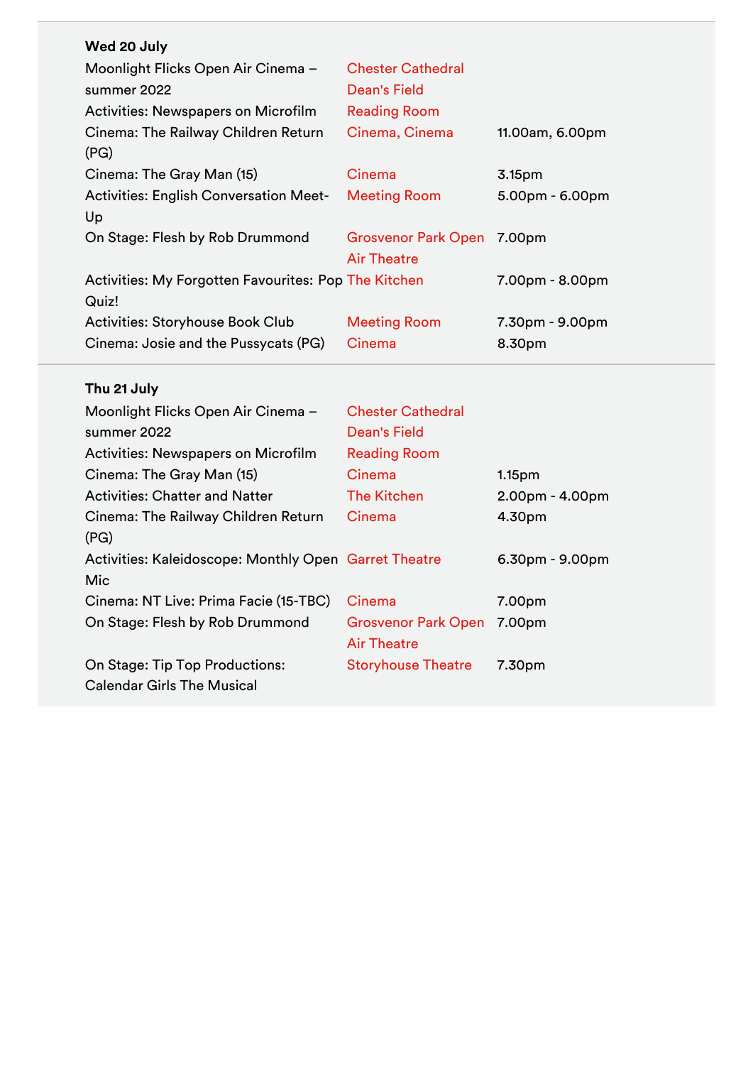**Wed 20 July**

| | | |
|---|---|---|
| Moonlight Flicks Open Air Cinema – summer 2022 | Chester Cathedral Dean's Field | |
| Activities: Newspapers on Microfilm | Reading Room | |
| Cinema: The Railway Children Return (PG) | Cinema, Cinema | 11.00am, 6.00pm |
| Cinema: The Gray Man (15) | Cinema | 3.15pm |
| Activities: English Conversation Meet-Up | Meeting Room | 5.00pm - 6.00pm |
| On Stage: Flesh by Rob Drummond | Grosvenor Park Open Air Theatre | 7.00pm |
| Activities: My Forgotten Favourites: Pop Quiz! | The Kitchen | 7.00pm - 8.00pm |
| Activities: Storyhouse Book Club | Meeting Room | 7.30pm - 9.00pm |
| Cinema: Josie and the Pussycats (PG) | Cinema | 8.30pm |

**Thu 21 July**

| | | |
|---|---|---|
| Moonlight Flicks Open Air Cinema – summer 2022 | Chester Cathedral Dean's Field | |
| Activities: Newspapers on Microfilm | Reading Room | |
| Cinema: The Gray Man (15) | Cinema | 1.15pm |
| Activities: Chatter and Natter | The Kitchen | 2.00pm - 4.00pm |
| Cinema: The Railway Children Return (PG) | Cinema | 4.30pm |
| Activities: Kaleidoscope: Monthly Open Mic | Garret Theatre | 6.30pm - 9.00pm |
| Cinema: NT Live: Prima Facie (15-TBC) | Cinema | 7.00pm |
| On Stage: Flesh by Rob Drummond | Grosvenor Park Open Air Theatre | 7.00pm |
| On Stage: Tip Top Productions: Calendar Girls The Musical | Storyhouse Theatre | 7.30pm |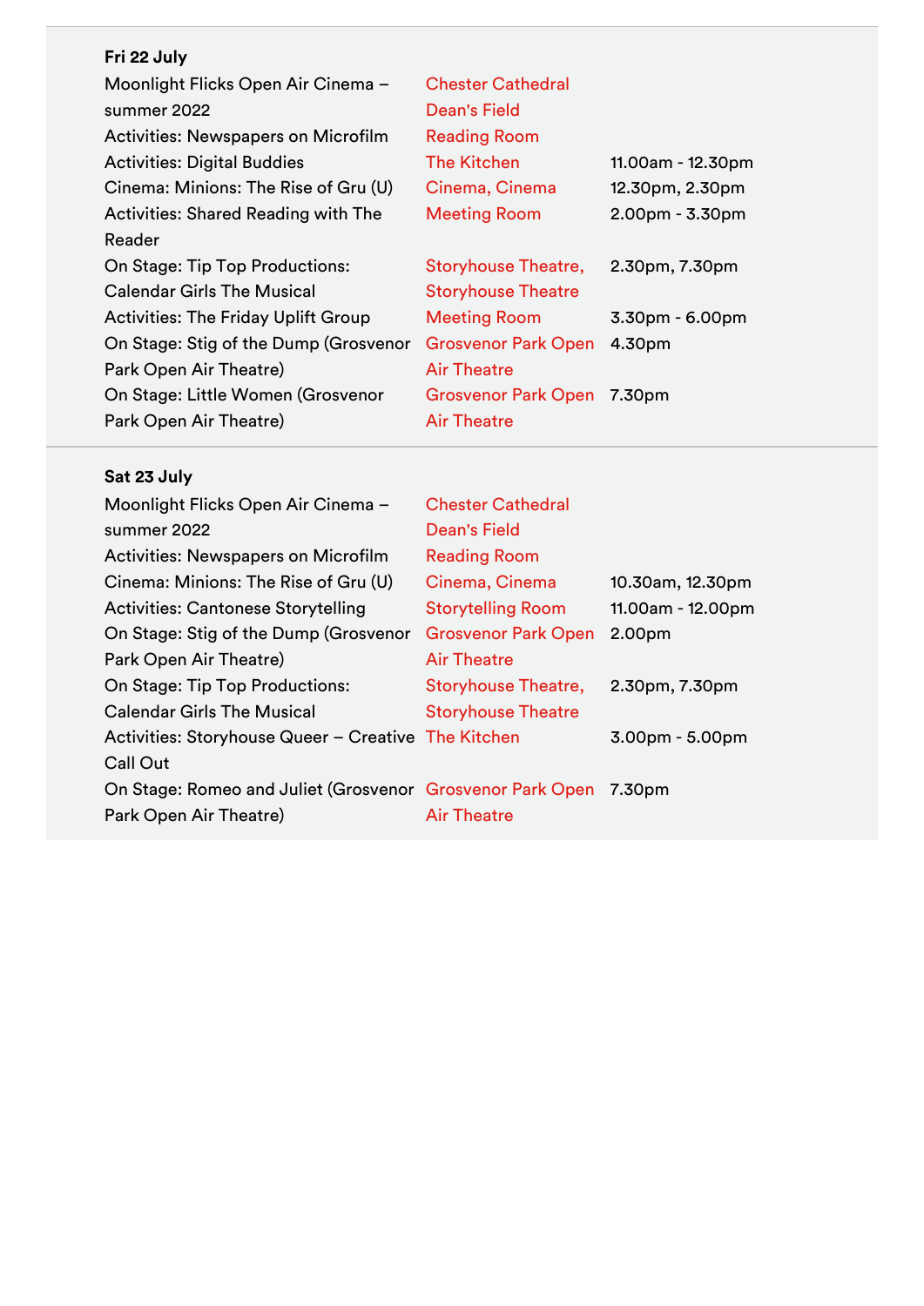**Fri 22 July**

| | | |
|---|---|---|
| Moonlight Flicks Open Air Cinema – summer 2022 | Chester Cathedral Dean's Field | |
| Activities: Newspapers on Microfilm | Reading Room | |
| Activities: Digital Buddies | The Kitchen | 11.00am - 12.30pm |
| Cinema: Minions: The Rise of Gru (U) | Cinema, Cinema | 12.30pm, 2.30pm |
| Activities: Shared Reading with The Reader | Meeting Room | 2.00pm - 3.30pm |
| On Stage: Tip Top Productions: Calendar Girls The Musical | Storyhouse Theatre, Storyhouse Theatre | 2.30pm, 7.30pm |
| Activities: The Friday Uplift Group | Meeting Room | 3.30pm - 6.00pm |
| On Stage: Stig of the Dump (Grosvenor Park Open Air Theatre) | Grosvenor Park Open Air Theatre | 4.30pm |
| On Stage: Little Women (Grosvenor Park Open Air Theatre) | Grosvenor Park Open Air Theatre | 7.30pm |

**Sat 23 July**

| | | |
|---|---|---|
| Moonlight Flicks Open Air Cinema – summer 2022 | Chester Cathedral Dean's Field | |
| Activities: Newspapers on Microfilm | Reading Room | |
| Cinema: Minions: The Rise of Gru (U) | Cinema, Cinema | 10.30am, 12.30pm |
| Activities: Cantonese Storytelling | Storytelling Room | 11.00am - 12.00pm |
| On Stage: Stig of the Dump (Grosvenor Park Open Air Theatre) | Grosvenor Park Open Air Theatre | 2.00pm |
| On Stage: Tip Top Productions: Calendar Girls The Musical | Storyhouse Theatre, Storyhouse Theatre | 2.30pm, 7.30pm |
| Activities: Storyhouse Queer – Creative Call Out | The Kitchen | 3.00pm - 5.00pm |
| On Stage: Romeo and Juliet (Grosvenor Park Open Air Theatre) | Grosvenor Park Open Air Theatre | 7.30pm |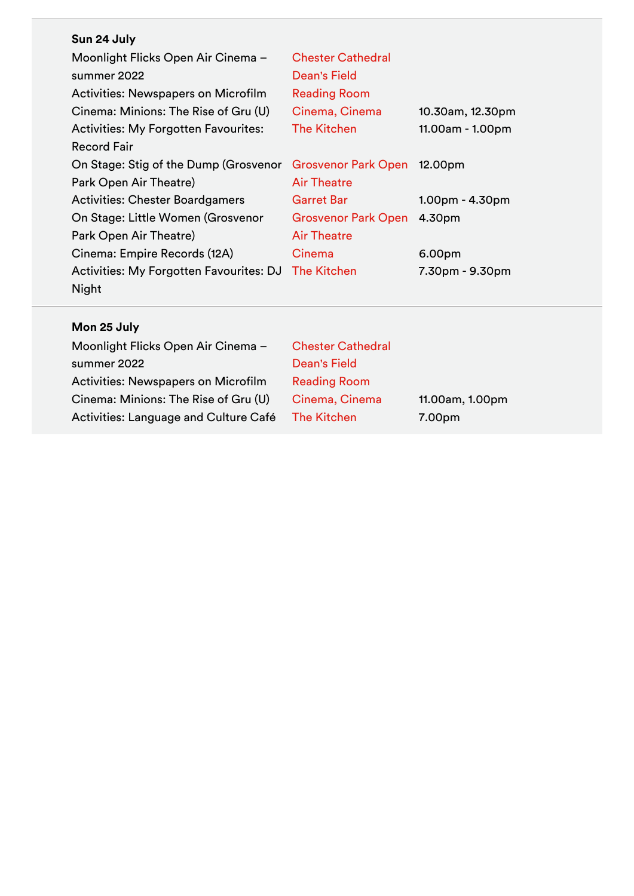**Sun 24 July**

| Event | Venue | Time |
|---|---|---|
| Moonlight Flicks Open Air Cinema – summer 2022 | Chester Cathedral Dean's Field | |
| Activities: Newspapers on Microfilm | Reading Room | |
| Cinema: Minions: The Rise of Gru (U) | Cinema, Cinema | 10.30am, 12.30pm |
| Activities: My Forgotten Favourites: Record Fair | The Kitchen | 11.00am - 1.00pm |
| On Stage: Stig of the Dump (Grosvenor Park Open Air Theatre) | Grosvenor Park Open Air Theatre | 12.00pm |
| Activities: Chester Boardgamers | Garret Bar | 1.00pm - 4.30pm |
| On Stage: Little Women (Grosvenor Park Open Air Theatre) | Grosvenor Park Open Air Theatre | 4.30pm |
| Cinema: Empire Records (12A) | Cinema | 6.00pm |
| Activities: My Forgotten Favourites: DJ Night | The Kitchen | 7.30pm - 9.30pm |

**Mon 25 July**

| Event | Venue | Time |
|---|---|---|
| Moonlight Flicks Open Air Cinema – summer 2022 | Chester Cathedral Dean's Field | |
| Activities: Newspapers on Microfilm | Reading Room | |
| Cinema: Minions: The Rise of Gru (U) | Cinema, Cinema | 11.00am, 1.00pm |
| Activities: Language and Culture Café | The Kitchen | 7.00pm |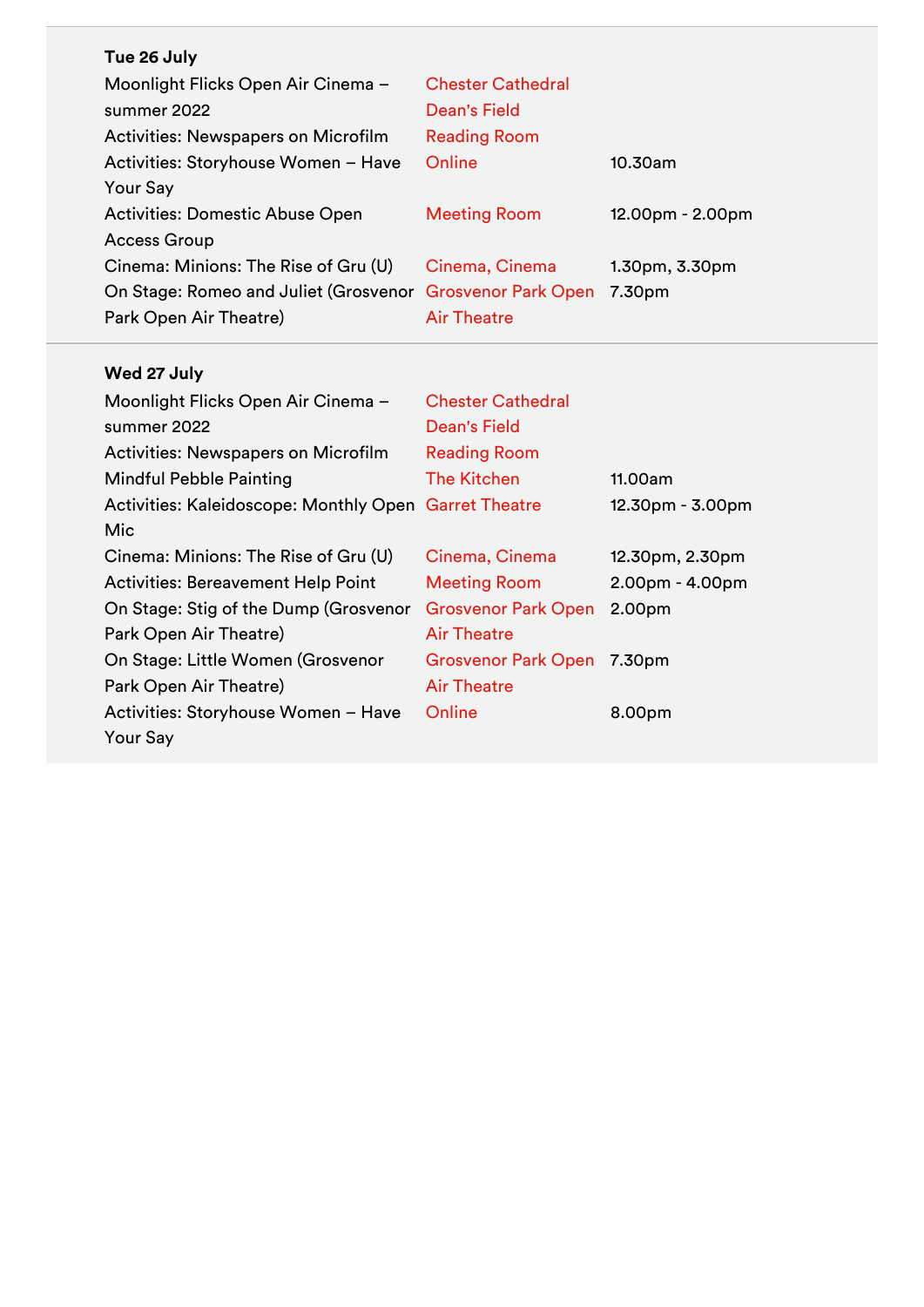**Tue 26 July**

| | | |
|---|---|---|
| Moonlight Flicks Open Air Cinema – summer 2022 | Chester Cathedral Dean's Field | |
| Activities: Newspapers on Microfilm | Reading Room | |
| Activities: Storyhouse Women – Have Your Say | Online | 10.30am |
| Activities: Domestic Abuse Open Access Group | Meeting Room | 12.00pm - 2.00pm |
| Cinema: Minions: The Rise of Gru (U) | Cinema, Cinema | 1.30pm, 3.30pm |
| On Stage: Romeo and Juliet (Grosvenor Park Open Air Theatre) | Grosvenor Park Open Air Theatre | 7.30pm |

**Wed 27 July**

| | | |
|---|---|---|
| Moonlight Flicks Open Air Cinema – summer 2022 | Chester Cathedral Dean's Field | |
| Activities: Newspapers on Microfilm | Reading Room | |
| Mindful Pebble Painting | The Kitchen | 11.00am |
| Activities: Kaleidoscope: Monthly Open Mic | Garret Theatre | 12.30pm - 3.00pm |
| Cinema: Minions: The Rise of Gru (U) | Cinema, Cinema | 12.30pm, 2.30pm |
| Activities: Bereavement Help Point | Meeting Room | 2.00pm - 4.00pm |
| On Stage: Stig of the Dump (Grosvenor Park Open Air Theatre) | Grosvenor Park Open Air Theatre | 2.00pm |
| On Stage: Little Women (Grosvenor Park Open Air Theatre) | Grosvenor Park Open Air Theatre | 7.30pm |
| Activities: Storyhouse Women – Have Your Say | Online | 8.00pm |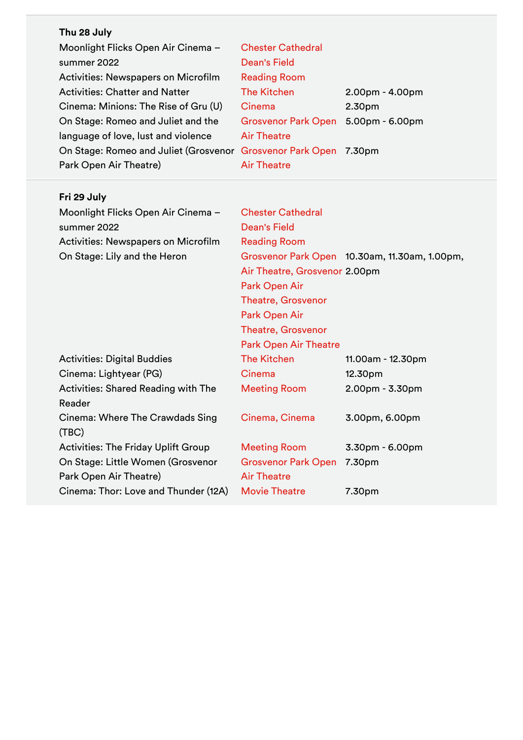**Thu 28 July**

| | | |
|---|---|---|
| Moonlight Flicks Open Air Cinema – summer 2022 | Chester Cathedral Dean's Field | |
| Activities: Newspapers on Microfilm | Reading Room | |
| Activities: Chatter and Natter | The Kitchen | 2.00pm - 4.00pm |
| Cinema: Minions: The Rise of Gru (U) | Cinema | 2.30pm |
| On Stage: Romeo and Juliet and the language of love, lust and violence | Grosvenor Park Open Air Theatre | 5.00pm - 6.00pm |
| On Stage: Romeo and Juliet (Grosvenor Park Open Air Theatre) | Grosvenor Park Open Air Theatre | 7.30pm |

**Fri 29 July**

| | | |
|---|---|---|
| Moonlight Flicks Open Air Cinema – summer 2022 | Chester Cathedral Dean's Field | |
| Activities: Newspapers on Microfilm | Reading Room | |
| On Stage: Lily and the Heron | Grosvenor Park Open Air Theatre, Grosvenor Park Open Air Theatre, Grosvenor Park Open Air Theatre, Grosvenor Park Open Air Theatre | 10.30am, 11.30am, 1.00pm, 2.00pm |
| Activities: Digital Buddies | The Kitchen | 11.00am - 12.30pm |
| Cinema: Lightyear (PG) | Cinema | 12.30pm |
| Activities: Shared Reading with The Reader | Meeting Room | 2.00pm - 3.30pm |
| Cinema: Where The Crawdads Sing (TBC) | Cinema, Cinema | 3.00pm, 6.00pm |
| Activities: The Friday Uplift Group | Meeting Room | 3.30pm - 6.00pm |
| On Stage: Little Women (Grosvenor Park Open Air Theatre) | Grosvenor Park Open Air Theatre | 7.30pm |
| Cinema: Thor: Love and Thunder (12A) | Movie Theatre | 7.30pm |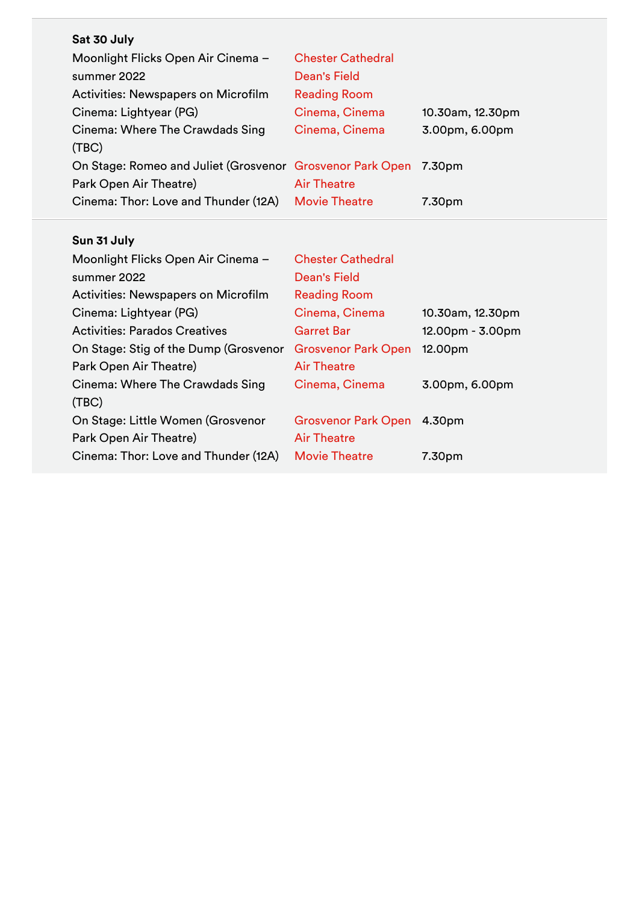**Sat 30 July**

| | | |
|---|---|---|
| Moonlight Flicks Open Air Cinema – summer 2022 | Chester Cathedral Dean's Field | |
| Activities: Newspapers on Microfilm | Reading Room | |
| Cinema: Lightyear (PG) | Cinema, Cinema | 10.30am, 12.30pm |
| Cinema: Where The Crawdads Sing (TBC) | Cinema, Cinema | 3.00pm, 6.00pm |
| On Stage: Romeo and Juliet (Grosvenor Park Open Air Theatre) | Grosvenor Park Open Air Theatre | 7.30pm |
| Cinema: Thor: Love and Thunder (12A) | Movie Theatre | 7.30pm |

**Sun 31 July**

| | | |
|---|---|---|
| Moonlight Flicks Open Air Cinema – summer 2022 | Chester Cathedral Dean's Field | |
| Activities: Newspapers on Microfilm | Reading Room | |
| Cinema: Lightyear (PG) | Cinema, Cinema | 10.30am, 12.30pm |
| Activities: Parados Creatives | Garret Bar | 12.00pm - 3.00pm |
| On Stage: Stig of the Dump (Grosvenor Park Open Air Theatre) | Grosvenor Park Open Air Theatre | 12.00pm |
| Cinema: Where The Crawdads Sing (TBC) | Cinema, Cinema | 3.00pm, 6.00pm |
| On Stage: Little Women (Grosvenor Park Open Air Theatre) | Grosvenor Park Open Air Theatre | 4.30pm |
| Cinema: Thor: Love and Thunder (12A) | Movie Theatre | 7.30pm |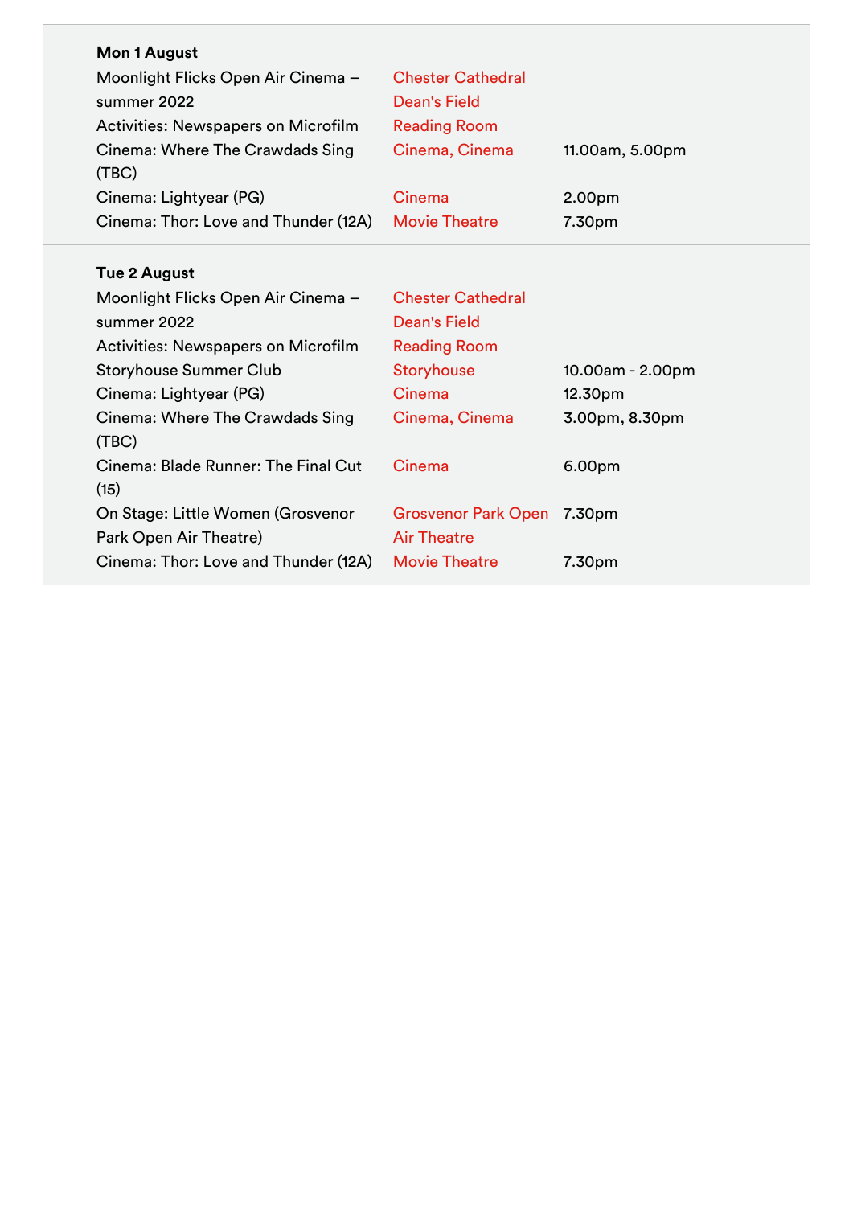**Mon 1 August**

| Event | Venue | Time |
|---|---|---|
| Moonlight Flicks Open Air Cinema – summer 2022 | Chester Cathedral | |
| | Dean's Field | |
| Activities: Newspapers on Microfilm | Reading Room | |
| Cinema: Where The Crawdads Sing (TBC) | Cinema, Cinema | 11.00am, 5.00pm |
| Cinema: Lightyear (PG) | Cinema | 2.00pm |
| Cinema: Thor: Love and Thunder (12A) | Movie Theatre | 7.30pm |

**Tue 2 August**

| Event | Venue | Time |
|---|---|---|
| Moonlight Flicks Open Air Cinema – summer 2022 | Chester Cathedral | |
| | Dean's Field | |
| Activities: Newspapers on Microfilm | Reading Room | |
| Storyhouse Summer Club | Storyhouse | 10.00am - 2.00pm |
| Cinema: Lightyear (PG) | Cinema | 12.30pm |
| Cinema: Where The Crawdads Sing (TBC) | Cinema, Cinema | 3.00pm, 8.30pm |
| Cinema: Blade Runner: The Final Cut (15) | Cinema | 6.00pm |
| On Stage: Little Women (Grosvenor Park Open Air Theatre) | Grosvenor Park Open Air Theatre | 7.30pm |
| Cinema: Thor: Love and Thunder (12A) | Movie Theatre | 7.30pm |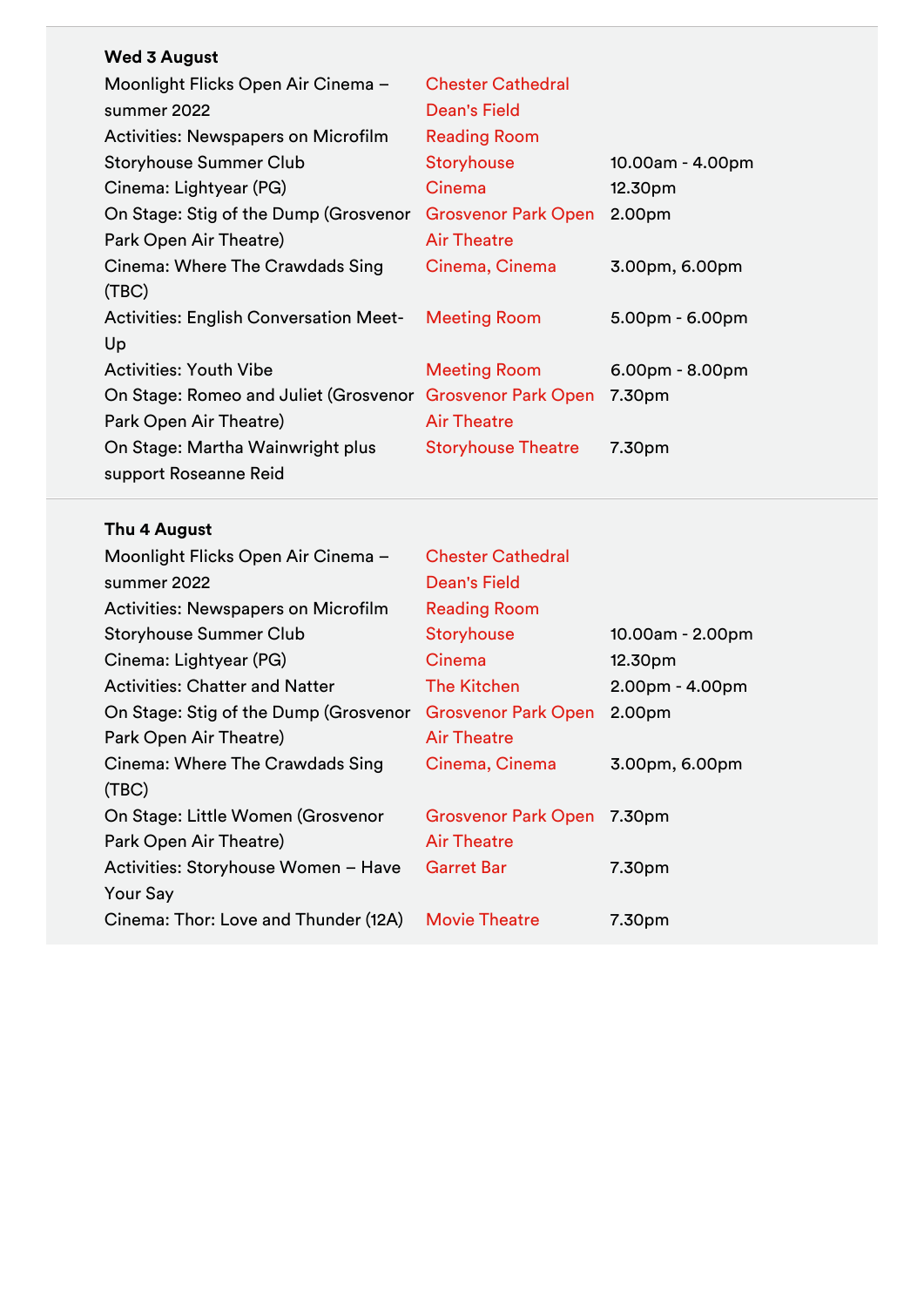**Wed 3 August**

| Event | Venue | Time |
|---|---|---|
| Moonlight Flicks Open Air Cinema – summer 2022 | Chester Cathedral Dean's Field | |
| Activities: Newspapers on Microfilm | Reading Room | |
| Storyhouse Summer Club | Storyhouse | 10.00am - 4.00pm |
| Cinema: Lightyear (PG) | Cinema | 12.30pm |
| On Stage: Stig of the Dump (Grosvenor Park Open Air Theatre) | Grosvenor Park Open Air Theatre | 2.00pm |
| Cinema: Where The Crawdads Sing (TBC) | Cinema, Cinema | 3.00pm, 6.00pm |
| Activities: English Conversation Meet-Up | Meeting Room | 5.00pm - 6.00pm |
| Activities: Youth Vibe | Meeting Room | 6.00pm - 8.00pm |
| On Stage: Romeo and Juliet (Grosvenor Park Open Air Theatre) | Grosvenor Park Open Air Theatre | 7.30pm |
| On Stage: Martha Wainwright plus support Roseanne Reid | Storyhouse Theatre | 7.30pm |

**Thu 4 August**

| Event | Venue | Time |
|---|---|---|
| Moonlight Flicks Open Air Cinema – summer 2022 | Chester Cathedral Dean's Field | |
| Activities: Newspapers on Microfilm | Reading Room | |
| Storyhouse Summer Club | Storyhouse | 10.00am - 2.00pm |
| Cinema: Lightyear (PG) | Cinema | 12.30pm |
| Activities: Chatter and Natter | The Kitchen | 2.00pm - 4.00pm |
| On Stage: Stig of the Dump (Grosvenor Park Open Air Theatre) | Grosvenor Park Open Air Theatre | 2.00pm |
| Cinema: Where The Crawdads Sing (TBC) | Cinema, Cinema | 3.00pm, 6.00pm |
| On Stage: Little Women (Grosvenor Park Open Air Theatre) | Grosvenor Park Open Air Theatre | 7.30pm |
| Activities: Storyhouse Women – Have Your Say | Garret Bar | 7.30pm |
| Cinema: Thor: Love and Thunder (12A) | Movie Theatre | 7.30pm |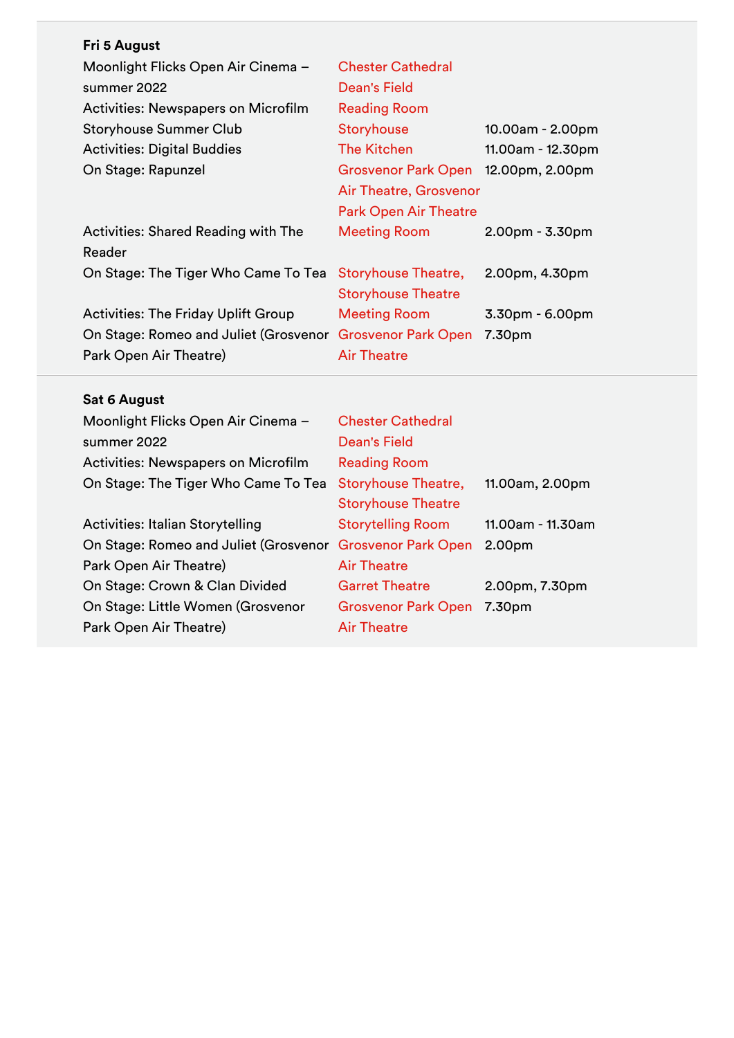**Fri 5 August**

| Event | Venue | Time |
|---|---|---|
| Moonlight Flicks Open Air Cinema – summer 2022 | Chester Cathedral Dean's Field | |
| Activities: Newspapers on Microfilm | Reading Room | |
| Storyhouse Summer Club | Storyhouse | 10.00am - 2.00pm |
| Activities: Digital Buddies | The Kitchen | 11.00am - 12.30pm |
| On Stage: Rapunzel | Grosvenor Park Open Air Theatre, Grosvenor Park Open Air Theatre | 12.00pm, 2.00pm |
| Activities: Shared Reading with The Reader | Meeting Room | 2.00pm - 3.30pm |
| On Stage: The Tiger Who Came To Tea | Storyhouse Theatre, Storyhouse Theatre | 2.00pm, 4.30pm |
| Activities: The Friday Uplift Group | Meeting Room | 3.30pm - 6.00pm |
| On Stage: Romeo and Juliet (Grosvenor Park Open Air Theatre) | Grosvenor Park Open Air Theatre | 7.30pm |

**Sat 6 August**

| Event | Venue | Time |
|---|---|---|
| Moonlight Flicks Open Air Cinema – summer 2022 | Chester Cathedral Dean's Field | |
| Activities: Newspapers on Microfilm | Reading Room | |
| On Stage: The Tiger Who Came To Tea | Storyhouse Theatre, Storyhouse Theatre | 11.00am, 2.00pm |
| Activities: Italian Storytelling | Storytelling Room | 11.00am - 11.30am |
| On Stage: Romeo and Juliet (Grosvenor Park Open Air Theatre) | Grosvenor Park Open Air Theatre | 2.00pm |
| On Stage: Crown & Clan Divided | Garret Theatre | 2.00pm, 7.30pm |
| On Stage: Little Women (Grosvenor Park Open Air Theatre) | Grosvenor Park Open Air Theatre | 7.30pm |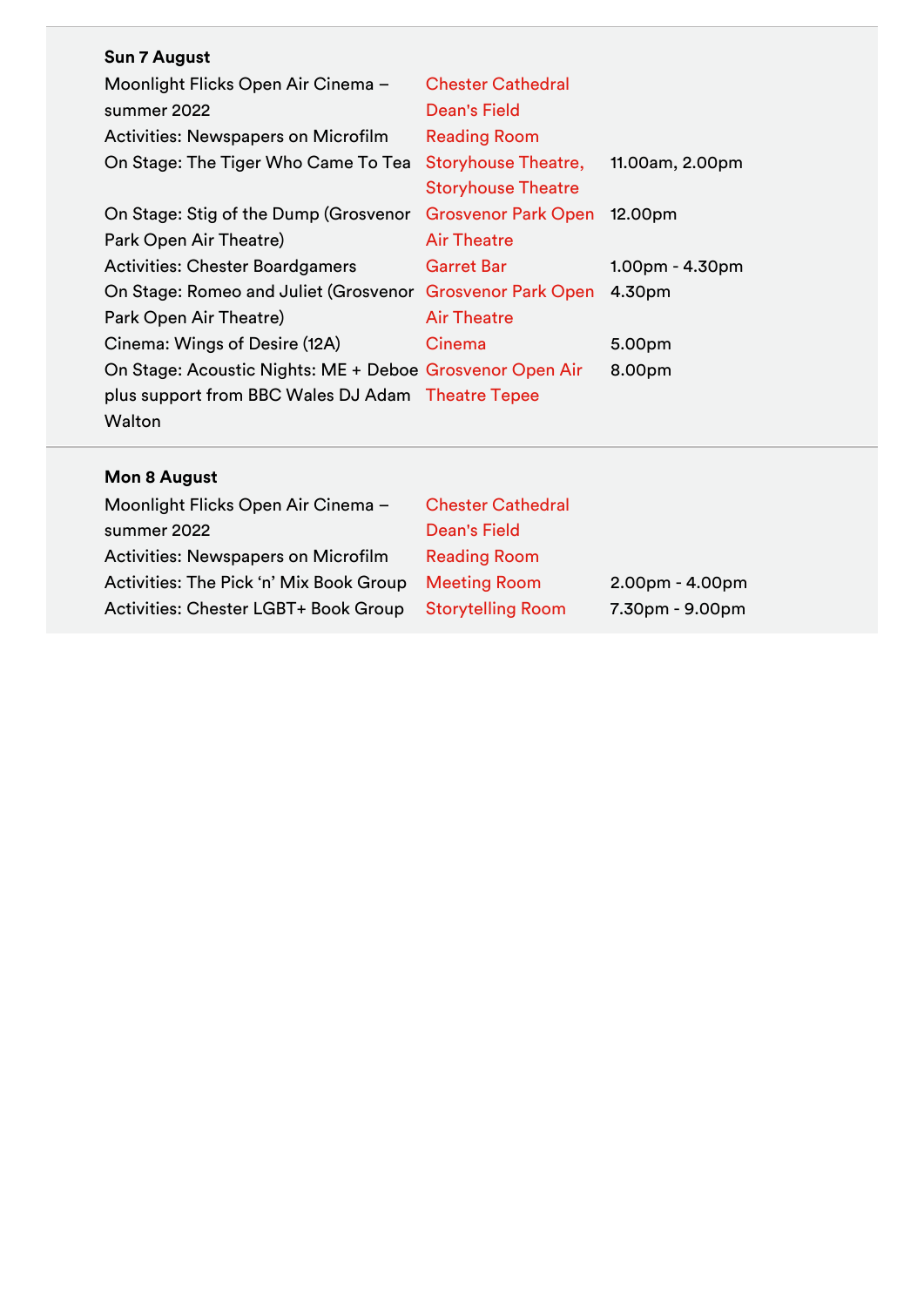**Sun 7 August**

| | | |
|---|---|---|
| Moonlight Flicks Open Air Cinema – summer 2022 | Chester Cathedral Dean's Field | |
| Activities: Newspapers on Microfilm | Reading Room | |
| On Stage: The Tiger Who Came To Tea | Storyhouse Theatre, Storyhouse Theatre | 11.00am, 2.00pm |
| On Stage: Stig of the Dump (Grosvenor Park Open Air Theatre) | Grosvenor Park Open Air Theatre | 12.00pm |
| Activities: Chester Boardgamers | Garret Bar | 1.00pm - 4.30pm |
| On Stage: Romeo and Juliet (Grosvenor Park Open Air Theatre) | Grosvenor Park Open Air Theatre | 4.30pm |
| Cinema: Wings of Desire (12A) | Cinema | 5.00pm |
| On Stage: Acoustic Nights: ME + Deboe plus support from BBC Wales DJ Adam Walton | Grosvenor Open Air Theatre Tepee | 8.00pm |

**Mon 8 August**

| | | |
|---|---|---|
| Moonlight Flicks Open Air Cinema – summer 2022 | Chester Cathedral Dean's Field | |
| Activities: Newspapers on Microfilm | Reading Room | |
| Activities: The Pick 'n' Mix Book Group | Meeting Room | 2.00pm - 4.00pm |
| Activities: Chester LGBT+ Book Group | Storytelling Room | 7.30pm - 9.00pm |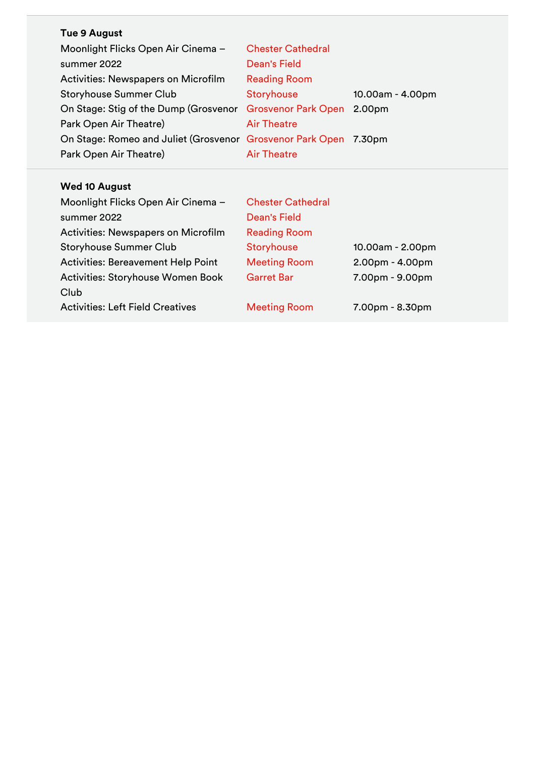**Tue 9 August**

| | | |
|---|---|---|
| Moonlight Flicks Open Air Cinema – summer 2022 | Chester Cathedral Dean's Field | |
| Activities: Newspapers on Microfilm | Reading Room | |
| Storyhouse Summer Club | Storyhouse | 10.00am - 4.00pm |
| On Stage: Stig of the Dump (Grosvenor Park Open Air Theatre) | Grosvenor Park Open Air Theatre | 2.00pm |
| On Stage: Romeo and Juliet (Grosvenor Park Open Air Theatre) | Grosvenor Park Open Air Theatre | 7.30pm |

**Wed 10 August**

| | | |
|---|---|---|
| Moonlight Flicks Open Air Cinema – summer 2022 | Chester Cathedral Dean's Field | |
| Activities: Newspapers on Microfilm | Reading Room | |
| Storyhouse Summer Club | Storyhouse | 10.00am - 2.00pm |
| Activities: Bereavement Help Point | Meeting Room | 2.00pm - 4.00pm |
| Activities: Storyhouse Women Book Club | Garret Bar | 7.00pm - 9.00pm |
| Activities: Left Field Creatives | Meeting Room | 7.00pm - 8.30pm |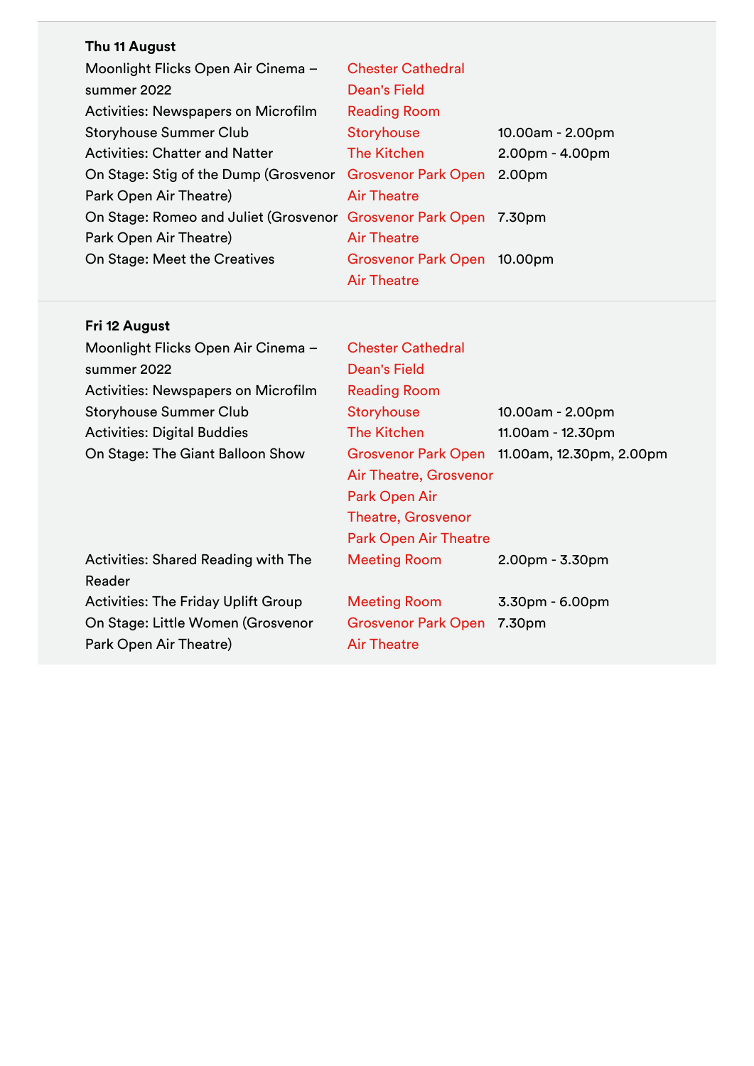**Thu 11 August**

| Event | Venue | Time |
|---|---|---|
| Moonlight Flicks Open Air Cinema – summer 2022 | Chester Cathedral | |
| | Dean's Field | |
| Activities: Newspapers on Microfilm | Reading Room | |
| Storyhouse Summer Club | Storyhouse | 10.00am - 2.00pm |
| Activities: Chatter and Natter | The Kitchen | 2.00pm - 4.00pm |
| On Stage: Stig of the Dump (Grosvenor Park Open Air Theatre) | Grosvenor Park Open Air Theatre | 2.00pm |
| On Stage: Romeo and Juliet (Grosvenor Park Open Air Theatre) | Grosvenor Park Open Air Theatre | 7.30pm |
| On Stage: Meet the Creatives | Grosvenor Park Open Air Theatre | 10.00pm |

**Fri 12 August**

| Event | Venue | Time |
|---|---|---|
| Moonlight Flicks Open Air Cinema – summer 2022 | Chester Cathedral | |
| | Dean's Field | |
| Activities: Newspapers on Microfilm | Reading Room | |
| Storyhouse Summer Club | Storyhouse | 10.00am - 2.00pm |
| Activities: Digital Buddies | The Kitchen | 11.00am - 12.30pm |
| On Stage: The Giant Balloon Show | Grosvenor Park Open Air Theatre, Grosvenor Park Open Air Theatre, Grosvenor Park Open Air Theatre | 11.00am, 12.30pm, 2.00pm |
| Activities: Shared Reading with The Reader | Meeting Room | 2.00pm - 3.30pm |
| Activities: The Friday Uplift Group | Meeting Room | 3.30pm - 6.00pm |
| On Stage: Little Women (Grosvenor Park Open Air Theatre) | Grosvenor Park Open Air Theatre | 7.30pm |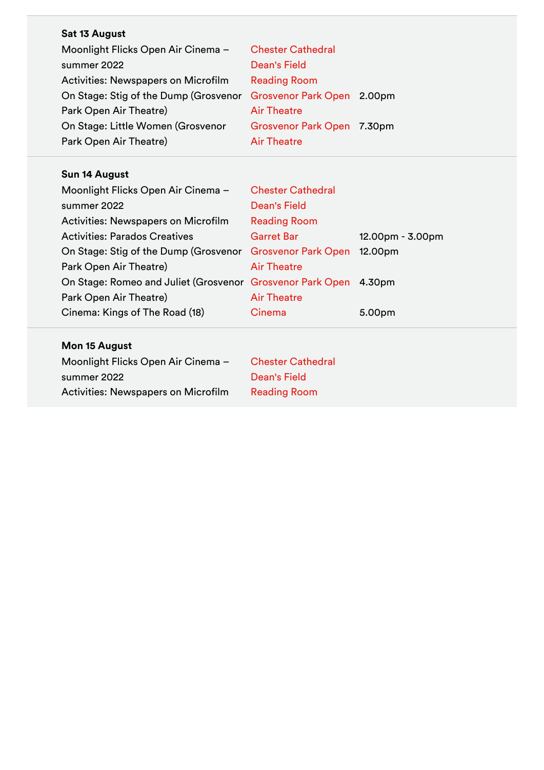**Sat 13 August**

| Event | Venue | Time |
|---|---|---|
| Moonlight Flicks Open Air Cinema – summer 2022 | Chester Cathedral Dean's Field | |
| Activities: Newspapers on Microfilm | Reading Room | |
| On Stage: Stig of the Dump (Grosvenor Park Open Air Theatre) | Grosvenor Park Open Air Theatre | 2.00pm |
| On Stage: Little Women (Grosvenor Park Open Air Theatre) | Grosvenor Park Open Air Theatre | 7.30pm |

**Sun 14 August**

| Event | Venue | Time |
|---|---|---|
| Moonlight Flicks Open Air Cinema – summer 2022 | Chester Cathedral Dean's Field | |
| Activities: Newspapers on Microfilm | Reading Room | |
| Activities: Parados Creatives | Garret Bar | 12.00pm - 3.00pm |
| On Stage: Stig of the Dump (Grosvenor Park Open Air Theatre) | Grosvenor Park Open Air Theatre | 12.00pm |
| On Stage: Romeo and Juliet (Grosvenor Park Open Air Theatre) | Grosvenor Park Open Air Theatre | 4.30pm |
| Cinema: Kings of The Road (18) | Cinema | 5.00pm |

**Mon 15 August**

| Event | Venue | Time |
|---|---|---|
| Moonlight Flicks Open Air Cinema – summer 2022 | Chester Cathedral Dean's Field | |
| Activities: Newspapers on Microfilm | Reading Room | |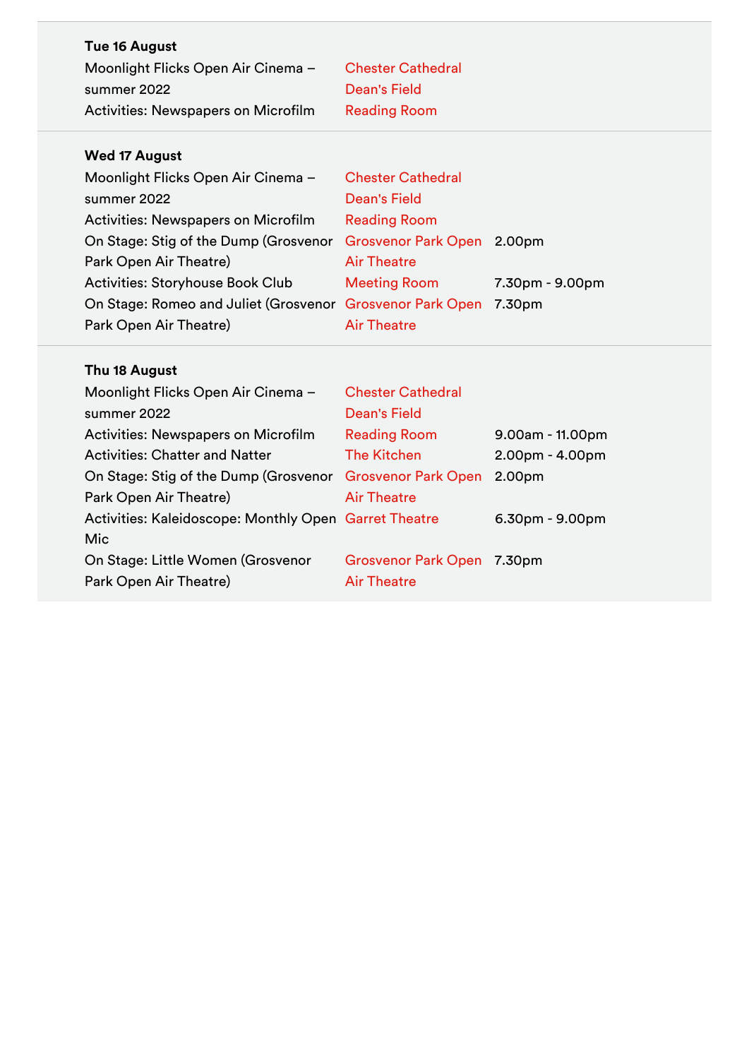**Tue 16 August**

| Event | Venue | Time |
|---|---|---|
| Moonlight Flicks Open Air Cinema – summer 2022 | Chester Cathedral Dean's Field | |
| Activities: Newspapers on Microfilm | Reading Room | |

**Wed 17 August**

| Event | Venue | Time |
|---|---|---|
| Moonlight Flicks Open Air Cinema – summer 2022 | Chester Cathedral Dean's Field | |
| Activities: Newspapers on Microfilm | Reading Room | |
| On Stage: Stig of the Dump (Grosvenor Park Open Air Theatre) | Grosvenor Park Open Air Theatre | 2.00pm |
| Activities: Storyhouse Book Club | Meeting Room | 7.30pm - 9.00pm |
| On Stage: Romeo and Juliet (Grosvenor Park Open Air Theatre) | Grosvenor Park Open Air Theatre | 7.30pm |

**Thu 18 August**

| Event | Venue | Time |
|---|---|---|
| Moonlight Flicks Open Air Cinema – summer 2022 | Chester Cathedral Dean's Field | |
| Activities: Newspapers on Microfilm | Reading Room | 9.00am - 11.00pm |
| Activities: Chatter and Natter | The Kitchen | 2.00pm - 4.00pm |
| On Stage: Stig of the Dump (Grosvenor Park Open Air Theatre) | Grosvenor Park Open Air Theatre | 2.00pm |
| Activities: Kaleidoscope: Monthly Open Mic | Garret Theatre | 6.30pm - 9.00pm |
| On Stage: Little Women (Grosvenor Park Open Air Theatre) | Grosvenor Park Open Air Theatre | 7.30pm |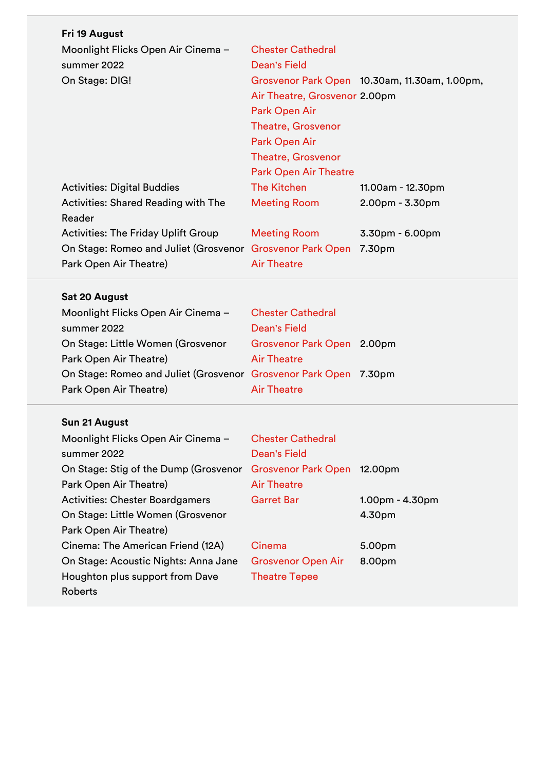**Fri 19 August**

| Event | Venue | Time |
|---|---|---|
| Moonlight Flicks Open Air Cinema – summer 2022 | Chester Cathedral Dean's Field | |
| On Stage: DIG! | Grosvenor Park Open Air Theatre, Grosvenor Park Open Air Theatre, Grosvenor Park Open Air Theatre, Grosvenor Park Open Air Theatre | 10.30am, 11.30am, 1.00pm, 2.00pm |
| Activities: Digital Buddies | The Kitchen | 11.00am - 12.30pm |
| Activities: Shared Reading with The Reader | Meeting Room | 2.00pm - 3.30pm |
| Activities: The Friday Uplift Group | Meeting Room | 3.30pm - 6.00pm |
| On Stage: Romeo and Juliet (Grosvenor Park Open Air Theatre) | Grosvenor Park Open Air Theatre | 7.30pm |

**Sat 20 August**

| Event | Venue | Time |
|---|---|---|
| Moonlight Flicks Open Air Cinema – summer 2022 | Chester Cathedral Dean's Field | |
| On Stage: Little Women (Grosvenor Park Open Air Theatre) | Grosvenor Park Open Air Theatre | 2.00pm |
| On Stage: Romeo and Juliet (Grosvenor Park Open Air Theatre) | Grosvenor Park Open Air Theatre | 7.30pm |

**Sun 21 August**

| Event | Venue | Time |
|---|---|---|
| Moonlight Flicks Open Air Cinema – summer 2022 | Chester Cathedral Dean's Field | |
| On Stage: Stig of the Dump (Grosvenor Park Open Air Theatre) | Grosvenor Park Open Air Theatre | 12.00pm |
| Activities: Chester Boardgamers | Garret Bar | 1.00pm - 4.30pm |
| On Stage: Little Women (Grosvenor Park Open Air Theatre) | | 4.30pm |
| Cinema: The American Friend (12A) | Cinema | 5.00pm |
| On Stage: Acoustic Nights: Anna Jane Houghton plus support from Dave Roberts | Grosvenor Open Air Theatre Tepee | 8.00pm |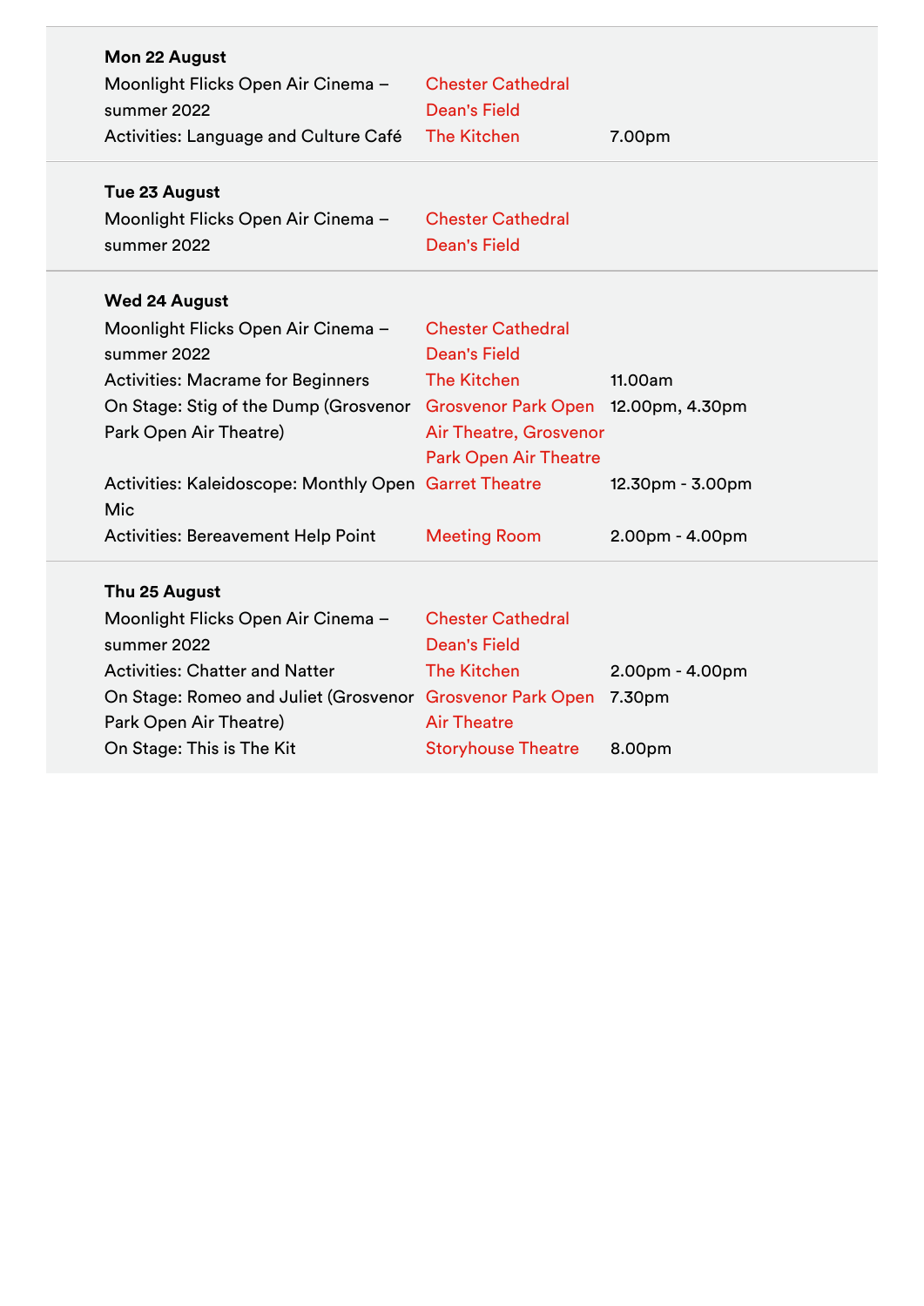**Mon 22 August**

| Event | Venue | Time |
|---|---|---|
| Moonlight Flicks Open Air Cinema – summer 2022 | Chester Cathedral Dean's Field | |
| Activities: Language and Culture Café | The Kitchen | 7.00pm |

**Tue 23 August**

| Event | Venue | Time |
|---|---|---|
| Moonlight Flicks Open Air Cinema – summer 2022 | Chester Cathedral Dean's Field | |

**Wed 24 August**

| Event | Venue | Time |
|---|---|---|
| Moonlight Flicks Open Air Cinema – summer 2022 | Chester Cathedral Dean's Field | |
| Activities: Macrame for Beginners | The Kitchen | 11.00am |
| On Stage: Stig of the Dump (Grosvenor Park Open Air Theatre) | Grosvenor Park Open Air Theatre, Grosvenor Park Open Air Theatre | 12.00pm, 4.30pm |
| Activities: Kaleidoscope: Monthly Open Mic | Garret Theatre | 12.30pm - 3.00pm |
| Activities: Bereavement Help Point | Meeting Room | 2.00pm - 4.00pm |

**Thu 25 August**

| Event | Venue | Time |
|---|---|---|
| Moonlight Flicks Open Air Cinema – summer 2022 | Chester Cathedral Dean's Field | |
| Activities: Chatter and Natter | The Kitchen | 2.00pm - 4.00pm |
| On Stage: Romeo and Juliet (Grosvenor Park Open Air Theatre) | Grosvenor Park Open Air Theatre | 7.30pm |
| On Stage: This is The Kit | Storyhouse Theatre | 8.00pm |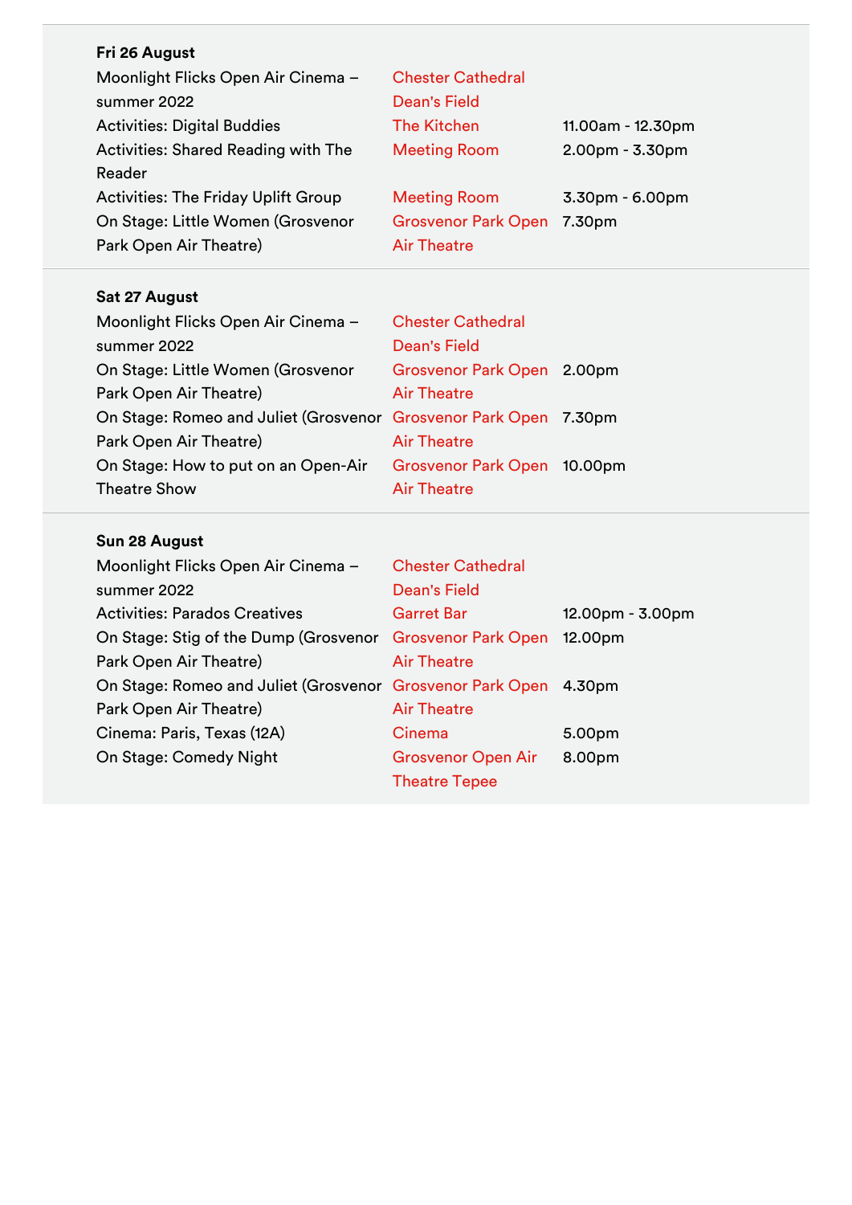**Fri 26 August**

| Event | Venue | Time |
|---|---|---|
| Moonlight Flicks Open Air Cinema – summer 2022 | Chester Cathedral Dean's Field | |
| Activities: Digital Buddies | The Kitchen | 11.00am - 12.30pm |
| Activities: Shared Reading with The Reader | Meeting Room | 2.00pm - 3.30pm |
| Activities: The Friday Uplift Group | Meeting Room | 3.30pm - 6.00pm |
| On Stage: Little Women (Grosvenor Park Open Air Theatre) | Grosvenor Park Open Air Theatre | 7.30pm |

**Sat 27 August**

| Event | Venue | Time |
|---|---|---|
| Moonlight Flicks Open Air Cinema – summer 2022 | Chester Cathedral Dean's Field | |
| On Stage: Little Women (Grosvenor Park Open Air Theatre) | Grosvenor Park Open Air Theatre | 2.00pm |
| On Stage: Romeo and Juliet (Grosvenor Park Open Air Theatre) | Grosvenor Park Open Air Theatre | 7.30pm |
| On Stage: How to put on an Open-Air Theatre Show | Grosvenor Park Open Air Theatre | 10.00pm |

**Sun 28 August**

| Event | Venue | Time |
|---|---|---|
| Moonlight Flicks Open Air Cinema – summer 2022 | Chester Cathedral Dean's Field | |
| Activities: Parados Creatives | Garret Bar | 12.00pm - 3.00pm |
| On Stage: Stig of the Dump (Grosvenor Park Open Air Theatre) | Grosvenor Park Open Air Theatre | 12.00pm |
| On Stage: Romeo and Juliet (Grosvenor Park Open Air Theatre) | Grosvenor Park Open Air Theatre | 4.30pm |
| Cinema: Paris, Texas (12A) | Cinema | 5.00pm |
| On Stage: Comedy Night | Grosvenor Open Air Theatre Tepee | 8.00pm |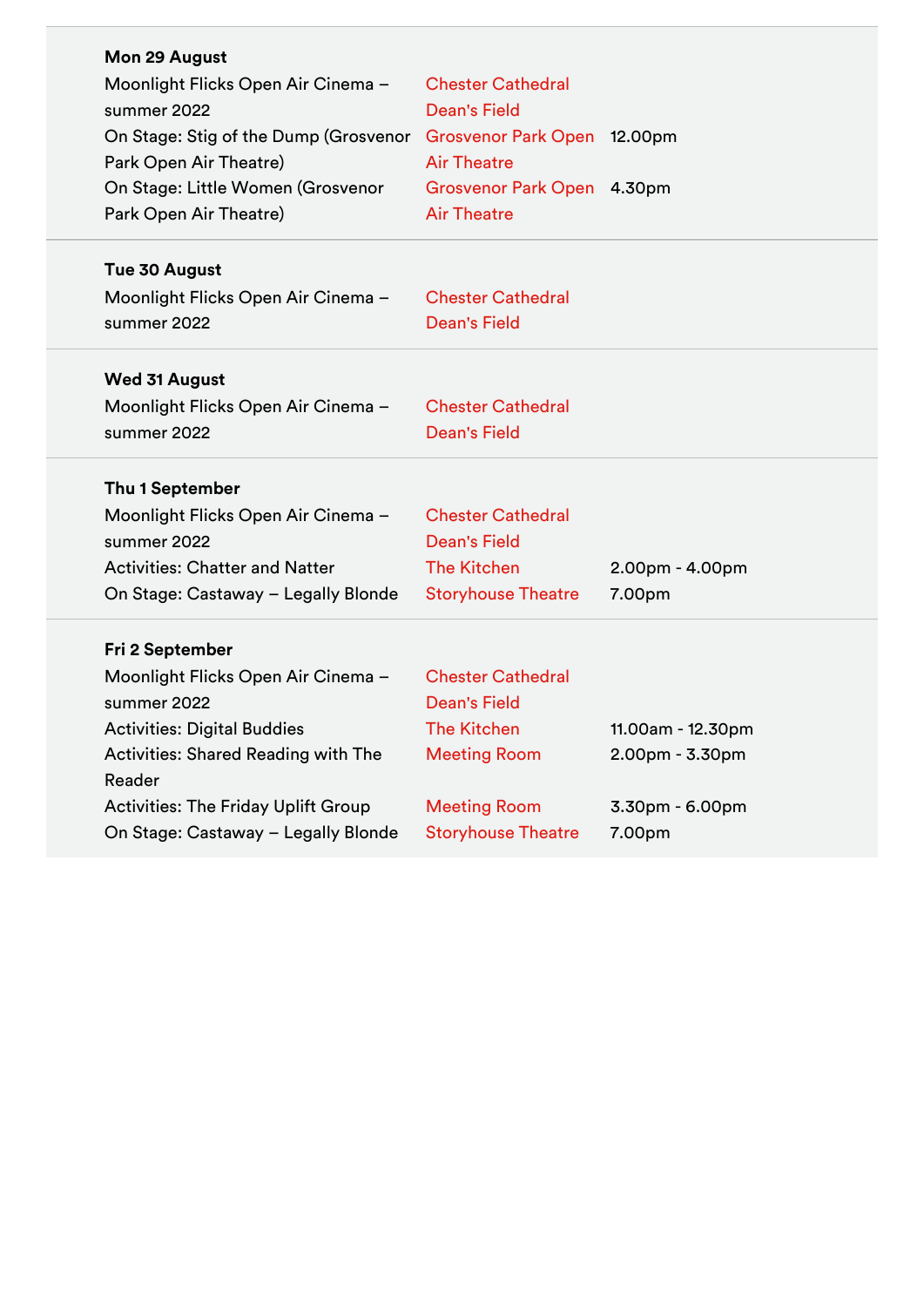**Mon 29 August**

| | | |
|---|---|---|
| Moonlight Flicks Open Air Cinema – summer 2022 | Chester Cathedral Dean's Field | |
| On Stage: Stig of the Dump (Grosvenor Park Open Air Theatre) | Grosvenor Park Open Air Theatre | 12.00pm |
| On Stage: Little Women (Grosvenor Park Open Air Theatre) | Grosvenor Park Open Air Theatre | 4.30pm |

**Tue 30 August**

| | | |
|---|---|---|
| Moonlight Flicks Open Air Cinema – summer 2022 | Chester Cathedral Dean's Field | |

**Wed 31 August**

| | | |
|---|---|---|
| Moonlight Flicks Open Air Cinema – summer 2022 | Chester Cathedral Dean's Field | |

**Thu 1 September**

| | | |
|---|---|---|
| Moonlight Flicks Open Air Cinema – summer 2022 | Chester Cathedral Dean's Field | |
| Activities: Chatter and Natter | The Kitchen | 2.00pm - 4.00pm |
| On Stage: Castaway – Legally Blonde | Storyhouse Theatre | 7.00pm |

**Fri 2 September**

| | | |
|---|---|---|
| Moonlight Flicks Open Air Cinema – summer 2022 | Chester Cathedral Dean's Field | |
| Activities: Digital Buddies | The Kitchen | 11.00am - 12.30pm |
| Activities: Shared Reading with The Reader | Meeting Room | 2.00pm - 3.30pm |
| Activities: The Friday Uplift Group | Meeting Room | 3.30pm - 6.00pm |
| On Stage: Castaway – Legally Blonde | Storyhouse Theatre | 7.00pm |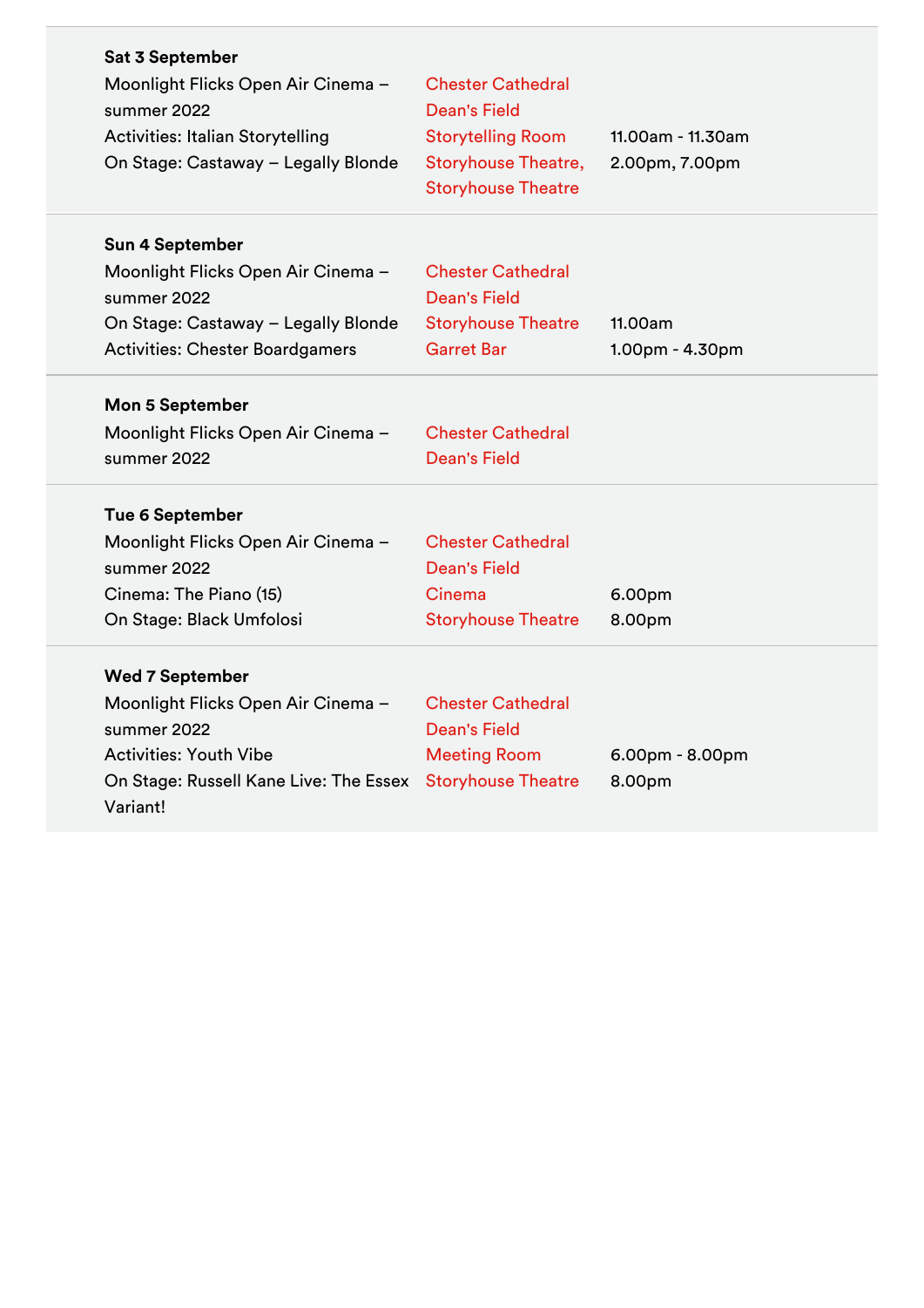**Sat 3 September**

| | | |
|---|---|---|
| Moonlight Flicks Open Air Cinema – summer 2022 | Chester Cathedral Dean's Field | |
| Activities: Italian Storytelling | Storytelling Room | 11.00am - 11.30am |
| On Stage: Castaway – Legally Blonde | Storyhouse Theatre, Storyhouse Theatre | 2.00pm, 7.00pm |

**Sun 4 September**

| | | |
|---|---|---|
| Moonlight Flicks Open Air Cinema – summer 2022 | Chester Cathedral Dean's Field | |
| On Stage: Castaway – Legally Blonde | Storyhouse Theatre | 11.00am |
| Activities: Chester Boardgamers | Garret Bar | 1.00pm - 4.30pm |

**Mon 5 September**

| | | |
|---|---|---|
| Moonlight Flicks Open Air Cinema – summer 2022 | Chester Cathedral Dean's Field | |

**Tue 6 September**

| | | |
|---|---|---|
| Moonlight Flicks Open Air Cinema – summer 2022 | Chester Cathedral Dean's Field | |
| Cinema: The Piano (15) | Cinema | 6.00pm |
| On Stage: Black Umfolosi | Storyhouse Theatre | 8.00pm |

**Wed 7 September**

| | | |
|---|---|---|
| Moonlight Flicks Open Air Cinema – summer 2022 | Chester Cathedral Dean's Field | |
| Activities: Youth Vibe | Meeting Room | 6.00pm - 8.00pm |
| On Stage: Russell Kane Live: The Essex Variant! | Storyhouse Theatre | 8.00pm |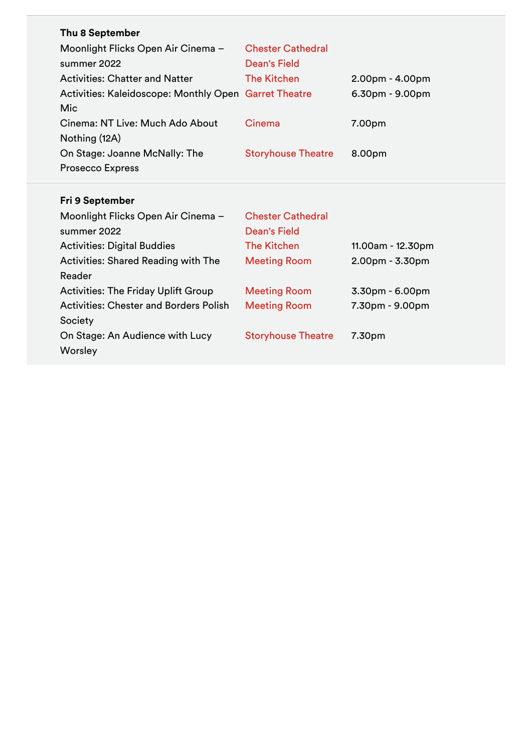**Thu 8 September**

| Event | Venue | Time |
|---|---|---|
| Moonlight Flicks Open Air Cinema – summer 2022 | Chester Cathedral Dean's Field | |
| Activities: Chatter and Natter | The Kitchen | 2.00pm - 4.00pm |
| Activities: Kaleidoscope: Monthly Open Mic | Garret Theatre | 6.30pm - 9.00pm |
| Cinema: NT Live: Much Ado About Nothing (12A) | Cinema | 7.00pm |
| On Stage: Joanne McNally: The Prosecco Express | Storyhouse Theatre | 8.00pm |

**Fri 9 September**

| Event | Venue | Time |
|---|---|---|
| Moonlight Flicks Open Air Cinema – summer 2022 | Chester Cathedral Dean's Field | |
| Activities: Digital Buddies | The Kitchen | 11.00am - 12.30pm |
| Activities: Shared Reading with The Reader | Meeting Room | 2.00pm - 3.30pm |
| Activities: The Friday Uplift Group | Meeting Room | 3.30pm - 6.00pm |
| Activities: Chester and Borders Polish Society | Meeting Room | 7.30pm - 9.00pm |
| On Stage: An Audience with Lucy Worsley | Storyhouse Theatre | 7.30pm |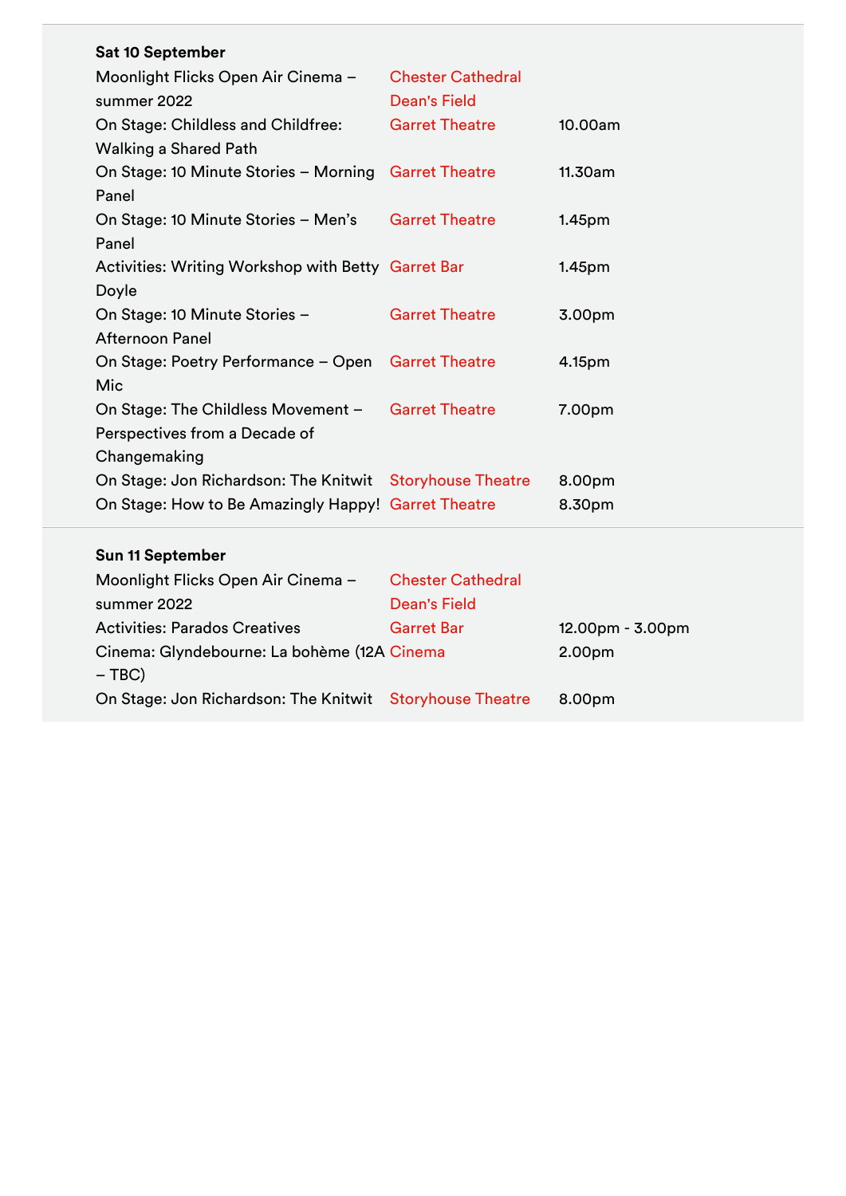**Sat 10 September**

| | | |
|---|---|---|
| Moonlight Flicks Open Air Cinema – summer 2022 | Chester Cathedral Dean's Field | |
| On Stage: Childless and Childfree: Walking a Shared Path | Garret Theatre | 10.00am |
| On Stage: 10 Minute Stories – Morning Panel | Garret Theatre | 11.30am |
| On Stage: 10 Minute Stories – Men's Panel | Garret Theatre | 1.45pm |
| Activities: Writing Workshop with Betty Doyle | Garret Bar | 1.45pm |
| On Stage: 10 Minute Stories – Afternoon Panel | Garret Theatre | 3.00pm |
| On Stage: Poetry Performance – Open Mic | Garret Theatre | 4.15pm |
| On Stage: The Childless Movement – Perspectives from a Decade of Changemaking | Garret Theatre | 7.00pm |
| On Stage: Jon Richardson: The Knitwit | Storyhouse Theatre | 8.00pm |
| On Stage: How to Be Amazingly Happy! | Garret Theatre | 8.30pm |

**Sun 11 September**

| | | |
|---|---|---|
| Moonlight Flicks Open Air Cinema – summer 2022 | Chester Cathedral Dean's Field | |
| Activities: Parados Creatives | Garret Bar | 12.00pm - 3.00pm |
| Cinema: Glyndebourne: La bohème (12A – TBC) | Cinema | 2.00pm |
| On Stage: Jon Richardson: The Knitwit | Storyhouse Theatre | 8.00pm |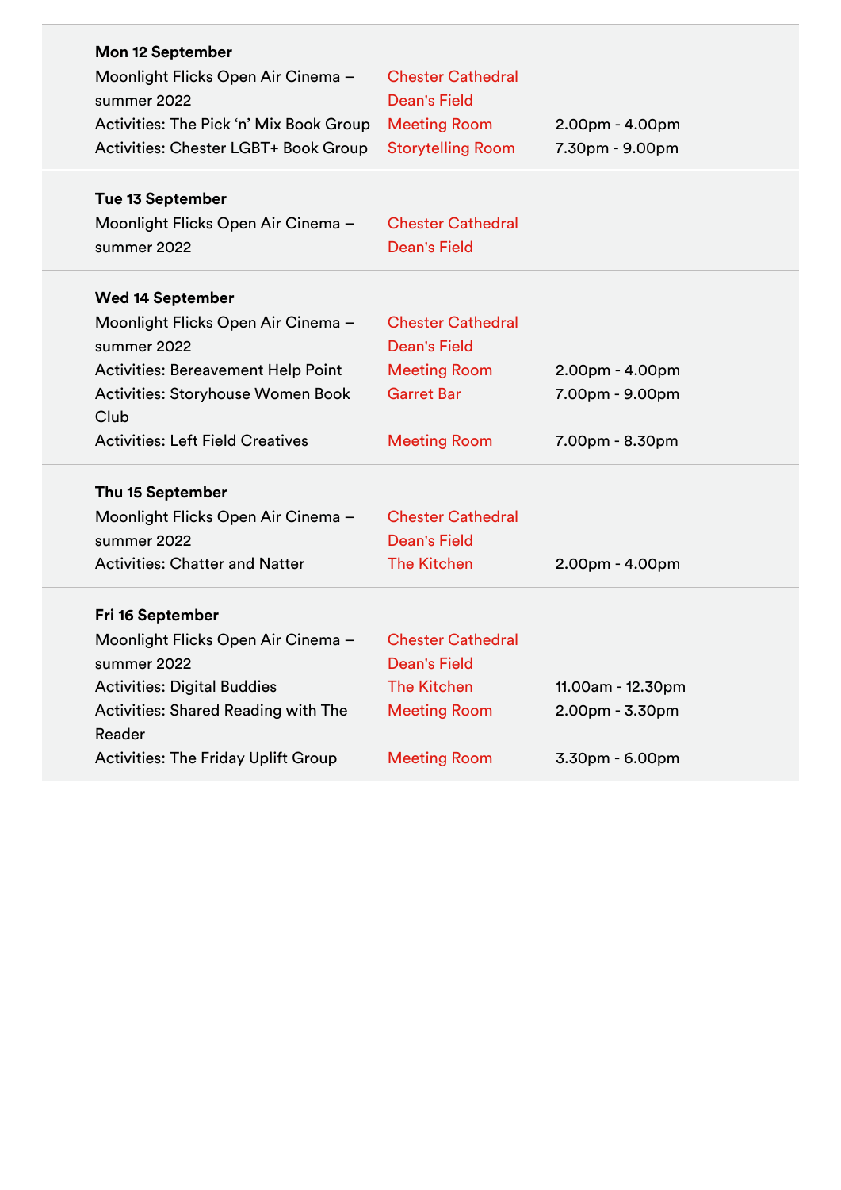**Mon 12 September**

| | | |
|---|---|---|
| Moonlight Flicks Open Air Cinema – summer 2022 | Chester Cathedral Dean's Field | |
| Activities: The Pick 'n' Mix Book Group | Meeting Room | 2.00pm - 4.00pm |
| Activities: Chester LGBT+ Book Group | Storytelling Room | 7.30pm - 9.00pm |

**Tue 13 September**

| | | |
|---|---|---|
| Moonlight Flicks Open Air Cinema – summer 2022 | Chester Cathedral Dean's Field | |

**Wed 14 September**

| | | |
|---|---|---|
| Moonlight Flicks Open Air Cinema – summer 2022 | Chester Cathedral Dean's Field | |
| Activities: Bereavement Help Point | Meeting Room | 2.00pm - 4.00pm |
| Activities: Storyhouse Women Book Club | Garret Bar | 7.00pm - 9.00pm |
| Activities: Left Field Creatives | Meeting Room | 7.00pm - 8.30pm |

**Thu 15 September**

| | | |
|---|---|---|
| Moonlight Flicks Open Air Cinema – summer 2022 | Chester Cathedral Dean's Field | |
| Activities: Chatter and Natter | The Kitchen | 2.00pm - 4.00pm |

**Fri 16 September**

| | | |
|---|---|---|
| Moonlight Flicks Open Air Cinema – summer 2022 | Chester Cathedral Dean's Field | |
| Activities: Digital Buddies | The Kitchen | 11.00am - 12.30pm |
| Activities: Shared Reading with The Reader | Meeting Room | 2.00pm - 3.30pm |
| Activities: The Friday Uplift Group | Meeting Room | 3.30pm - 6.00pm |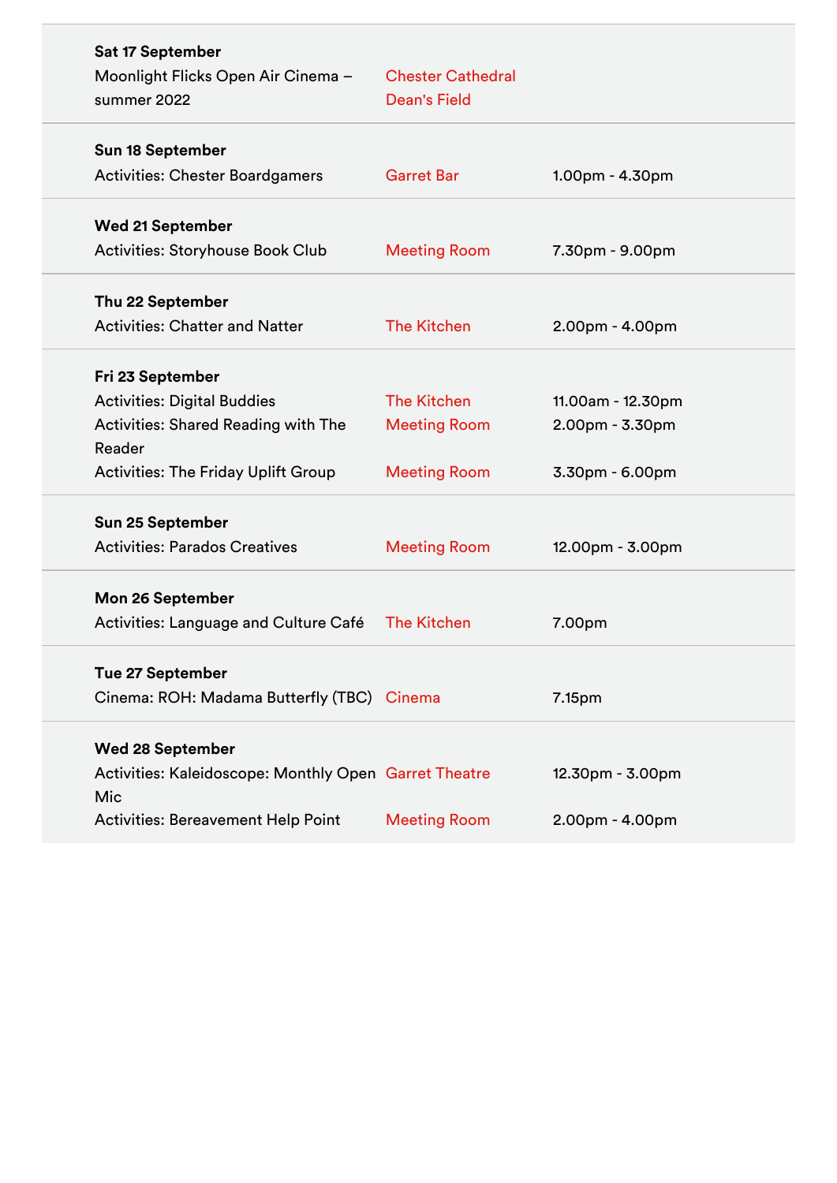**Sat 17 September**
Moonlight Flicks Open Air Cinema – summer 2022 | Chester Cathedral Dean's Field

**Sun 18 September**
Activities: Chester Boardgamers | Garret Bar | 1.00pm - 4.30pm

**Wed 21 September**
Activities: Storyhouse Book Club | Meeting Room | 7.30pm - 9.00pm

**Thu 22 September**
Activities: Chatter and Natter | The Kitchen | 2.00pm - 4.00pm

**Fri 23 September**
Activities: Digital Buddies | The Kitchen | 11.00am - 12.30pm
Activities: Shared Reading with The Reader | Meeting Room | 2.00pm - 3.30pm
Activities: The Friday Uplift Group | Meeting Room | 3.30pm - 6.00pm

**Sun 25 September**
Activities: Parados Creatives | Meeting Room | 12.00pm - 3.00pm

**Mon 26 September**
Activities: Language and Culture Café | The Kitchen | 7.00pm

**Tue 27 September**
Cinema: ROH: Madama Butterfly (TBC) | Cinema | 7.15pm

**Wed 28 September**
Activities: Kaleidoscope: Monthly Open Mic | Garret Theatre | 12.30pm - 3.00pm
Activities: Bereavement Help Point | Meeting Room | 2.00pm - 4.00pm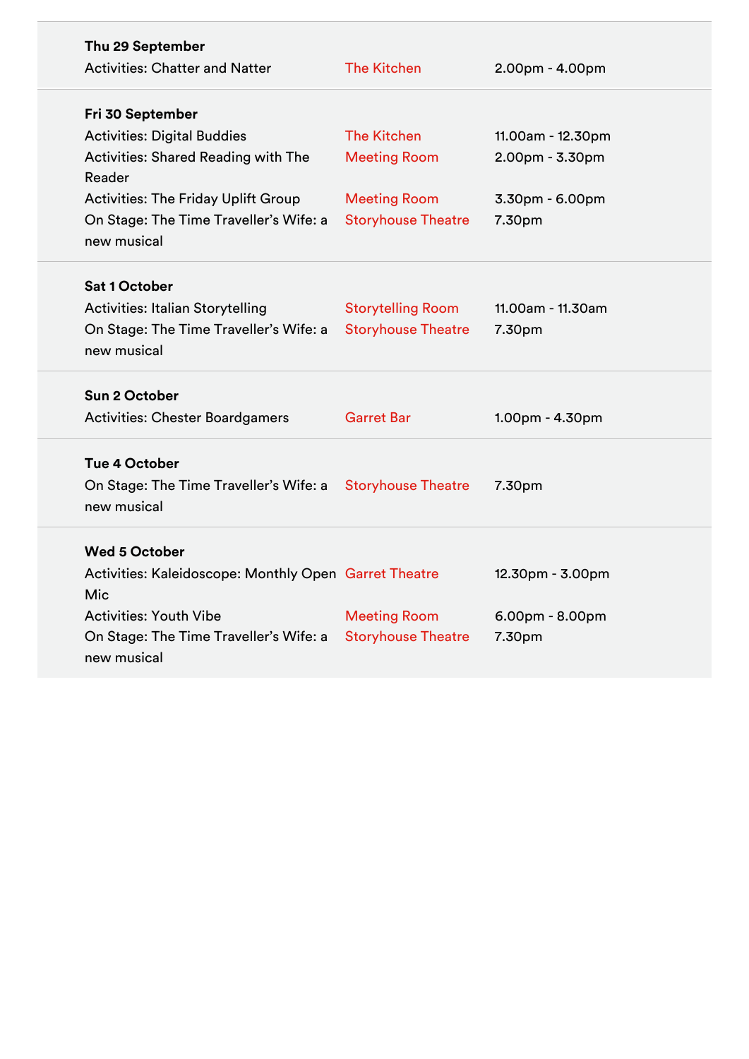**Thu 29 September**

| | | |
|---|---|---|
| Activities: Chatter and Natter | The Kitchen | 2.00pm - 4.00pm |

**Fri 30 September**

| | | |
|---|---|---|
| Activities: Digital Buddies | The Kitchen | 11.00am - 12.30pm |
| Activities: Shared Reading with The Reader | Meeting Room | 2.00pm - 3.30pm |
| Activities: The Friday Uplift Group | Meeting Room | 3.30pm - 6.00pm |
| On Stage: The Time Traveller's Wife: a new musical | Storyhouse Theatre | 7.30pm |

**Sat 1 October**

| | | |
|---|---|---|
| Activities: Italian Storytelling | Storytelling Room | 11.00am - 11.30am |
| On Stage: The Time Traveller's Wife: a new musical | Storyhouse Theatre | 7.30pm |

**Sun 2 October**

| | | |
|---|---|---|
| Activities: Chester Boardgamers | Garret Bar | 1.00pm - 4.30pm |

**Tue 4 October**

| | | |
|---|---|---|
| On Stage: The Time Traveller's Wife: a new musical | Storyhouse Theatre | 7.30pm |

**Wed 5 October**

| | | |
|---|---|---|
| Activities: Kaleidoscope: Monthly Open Mic | Garret Theatre | 12.30pm - 3.00pm |
| Activities: Youth Vibe | Meeting Room | 6.00pm - 8.00pm |
| On Stage: The Time Traveller's Wife: a new musical | Storyhouse Theatre | 7.30pm |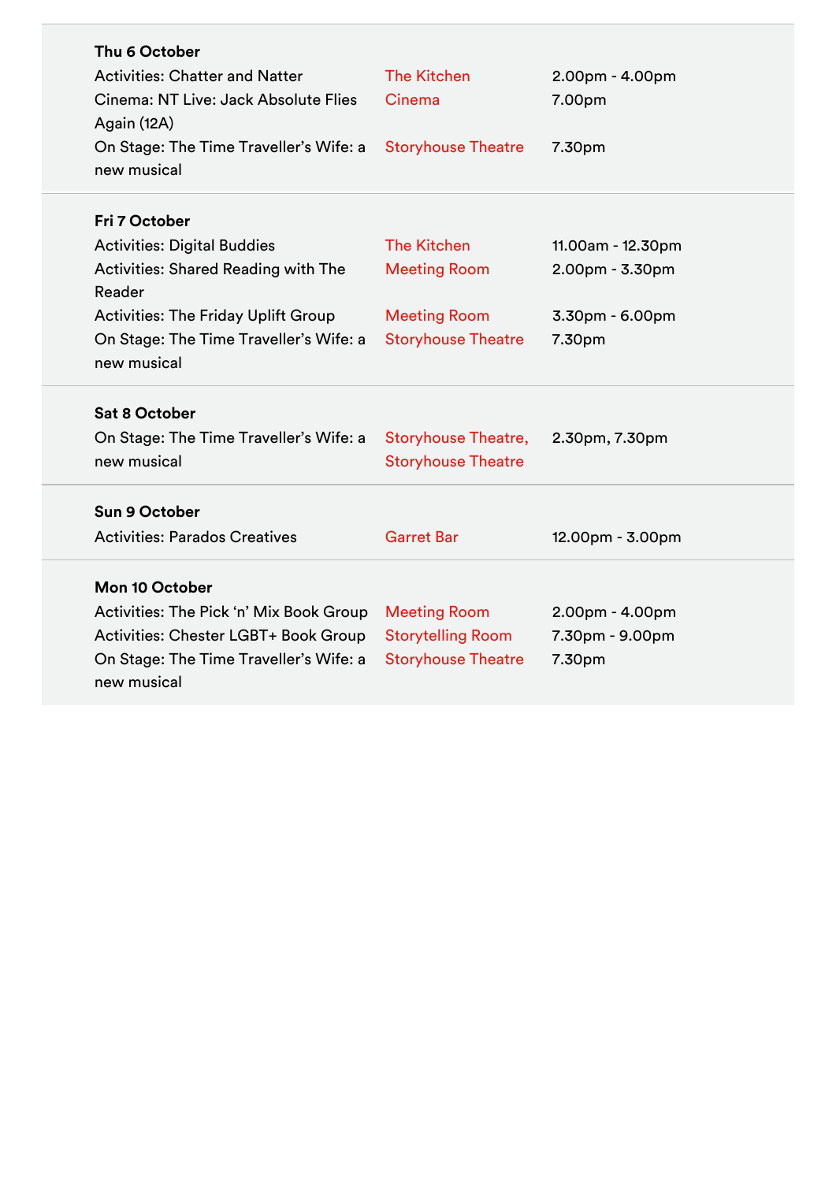**Thu 6 October**

| | | |
|---|---|---|
| Activities: Chatter and Natter | The Kitchen | 2.00pm - 4.00pm |
| Cinema: NT Live: Jack Absolute Flies Again (12A) | Cinema | 7.00pm |
| On Stage: The Time Traveller's Wife: a new musical | Storyhouse Theatre | 7.30pm |

**Fri 7 October**

| | | |
|---|---|---|
| Activities: Digital Buddies | The Kitchen | 11.00am - 12.30pm |
| Activities: Shared Reading with The Reader | Meeting Room | 2.00pm - 3.30pm |
| Activities: The Friday Uplift Group | Meeting Room | 3.30pm - 6.00pm |
| On Stage: The Time Traveller's Wife: a new musical | Storyhouse Theatre | 7.30pm |

**Sat 8 October**

| | | |
|---|---|---|
| On Stage: The Time Traveller's Wife: a new musical | Storyhouse Theatre, Storyhouse Theatre | 2.30pm, 7.30pm |

**Sun 9 October**

| | | |
|---|---|---|
| Activities: Parados Creatives | Garret Bar | 12.00pm - 3.00pm |

**Mon 10 October**

| | | |
|---|---|---|
| Activities: The Pick 'n' Mix Book Group | Meeting Room | 2.00pm - 4.00pm |
| Activities: Chester LGBT+ Book Group | Storytelling Room | 7.30pm - 9.00pm |
| On Stage: The Time Traveller's Wife: a new musical | Storyhouse Theatre | 7.30pm |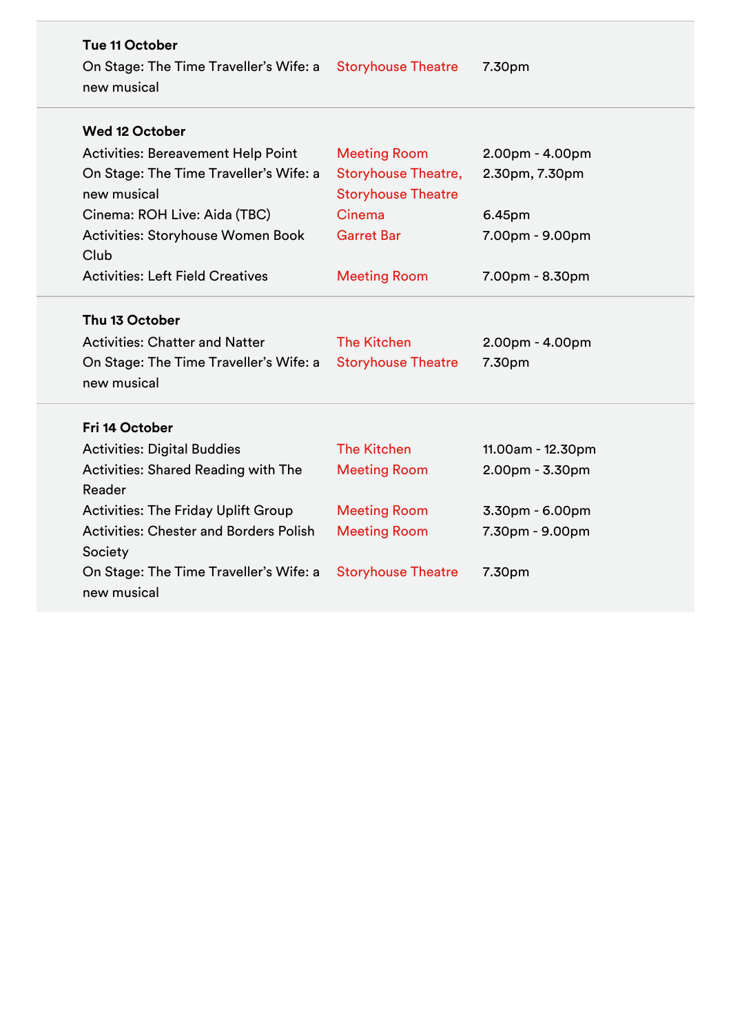**Tue 11 October**

| | | |
|---|---|---|
| On Stage: The Time Traveller's Wife: a new musical | Storyhouse Theatre | 7.30pm |

**Wed 12 October**

| | | |
|---|---|---|
| Activities: Bereavement Help Point | Meeting Room | 2.00pm - 4.00pm |
| On Stage: The Time Traveller's Wife: a new musical | Storyhouse Theatre, Storyhouse Theatre | 2.30pm, 7.30pm |
| Cinema: ROH Live: Aida (TBC) | Cinema | 6.45pm |
| Activities: Storyhouse Women Book Club | Garret Bar | 7.00pm - 9.00pm |
| Activities: Left Field Creatives | Meeting Room | 7.00pm - 8.30pm |

**Thu 13 October**

| | | |
|---|---|---|
| Activities: Chatter and Natter | The Kitchen | 2.00pm - 4.00pm |
| On Stage: The Time Traveller's Wife: a new musical | Storyhouse Theatre | 7.30pm |

**Fri 14 October**

| | | |
|---|---|---|
| Activities: Digital Buddies | The Kitchen | 11.00am - 12.30pm |
| Activities: Shared Reading with The Reader | Meeting Room | 2.00pm - 3.30pm |
| Activities: The Friday Uplift Group | Meeting Room | 3.30pm - 6.00pm |
| Activities: Chester and Borders Polish Society | Meeting Room | 7.30pm - 9.00pm |
| On Stage: The Time Traveller's Wife: a new musical | Storyhouse Theatre | 7.30pm |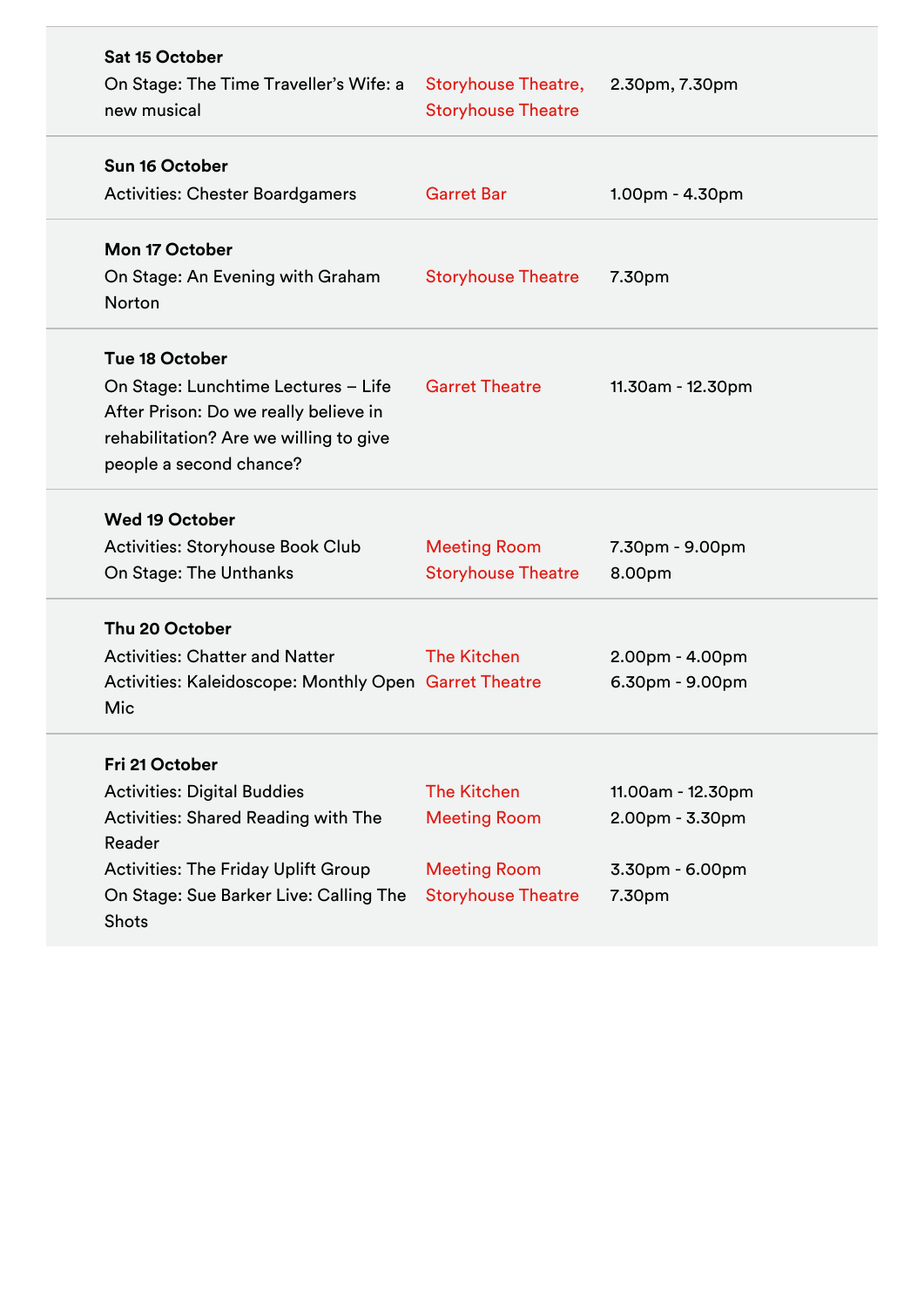**Sat 15 October**

On Stage: The Time Traveller's Wife: a new musical | Storyhouse Theatre, Storyhouse Theatre | 2.30pm, 7.30pm

**Sun 16 October**

Activities: Chester Boardgamers | Garret Bar | 1.00pm - 4.30pm

**Mon 17 October**

On Stage: An Evening with Graham Norton | Storyhouse Theatre | 7.30pm

**Tue 18 October**

On Stage: Lunchtime Lectures – Life After Prison: Do we really believe in rehabilitation? Are we willing to give people a second chance? | Garret Theatre | 11.30am - 12.30pm

**Wed 19 October**

Activities: Storyhouse Book Club | Meeting Room | 7.30pm - 9.00pm

On Stage: The Unthanks | Storyhouse Theatre | 8.00pm

**Thu 20 October**

Activities: Chatter and Natter | The Kitchen | 2.00pm - 4.00pm

Activities: Kaleidoscope: Monthly Open Mic | Garret Theatre | 6.30pm - 9.00pm

**Fri 21 October**

Activities: Digital Buddies | The Kitchen | 11.00am - 12.30pm

Activities: Shared Reading with The Reader | Meeting Room | 2.00pm - 3.30pm

Activities: The Friday Uplift Group | Meeting Room | 3.30pm - 6.00pm

On Stage: Sue Barker Live: Calling The Shots | Storyhouse Theatre | 7.30pm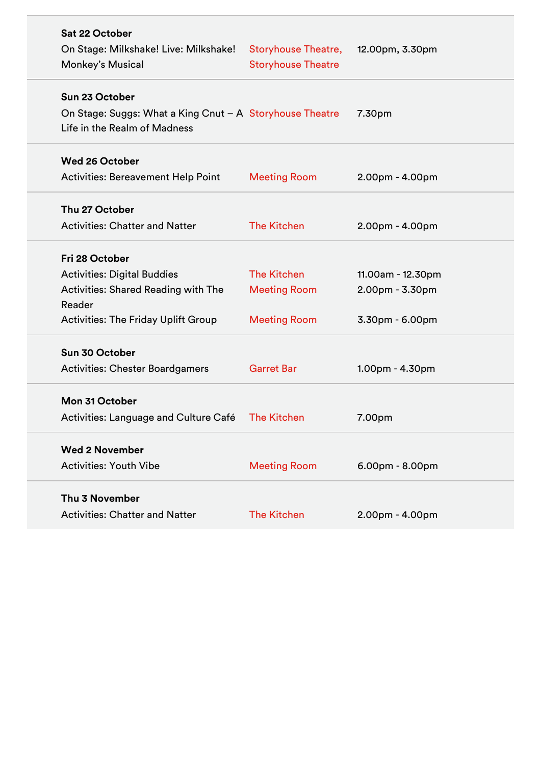| Date / Event | Venue | Time |
|---|---|---|
| **Sat 22 October** | | |
| On Stage: Milkshake! Live: Milkshake! Monkey's Musical | Storyhouse Theatre, Storyhouse Theatre | 12.00pm, 3.30pm |
| **Sun 23 October** | | |
| On Stage: Suggs: What a King Cnut – A Life in the Realm of Madness | Storyhouse Theatre | 7.30pm |
| **Wed 26 October** | | |
| Activities: Bereavement Help Point | Meeting Room | 2.00pm - 4.00pm |
| **Thu 27 October** | | |
| Activities: Chatter and Natter | The Kitchen | 2.00pm - 4.00pm |
| **Fri 28 October** | | |
| Activities: Digital Buddies | The Kitchen | 11.00am - 12.30pm |
| Activities: Shared Reading with The Reader | Meeting Room | 2.00pm - 3.30pm |
| Activities: The Friday Uplift Group | Meeting Room | 3.30pm - 6.00pm |
| **Sun 30 October** | | |
| Activities: Chester Boardgamers | Garret Bar | 1.00pm - 4.30pm |
| **Mon 31 October** | | |
| Activities: Language and Culture Café | The Kitchen | 7.00pm |
| **Wed 2 November** | | |
| Activities: Youth Vibe | Meeting Room | 6.00pm - 8.00pm |
| **Thu 3 November** | | |
| Activities: Chatter and Natter | The Kitchen | 2.00pm - 4.00pm |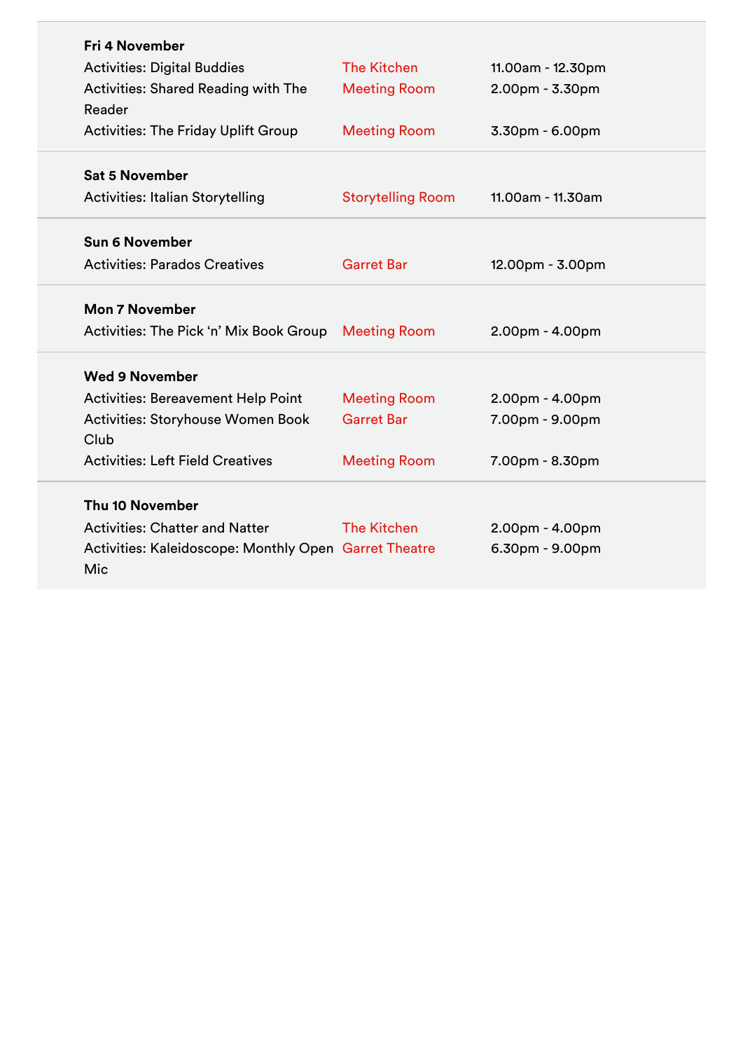**Fri 4 November**

| | | |
|---|---|---|
| Activities: Digital Buddies | The Kitchen | 11.00am - 12.30pm |
| Activities: Shared Reading with The Reader | Meeting Room | 2.00pm - 3.30pm |
| Activities: The Friday Uplift Group | Meeting Room | 3.30pm - 6.00pm |

**Sat 5 November**

| | | |
|---|---|---|
| Activities: Italian Storytelling | Storytelling Room | 11.00am - 11.30am |

**Sun 6 November**

| | | |
|---|---|---|
| Activities: Parados Creatives | Garret Bar | 12.00pm - 3.00pm |

**Mon 7 November**

| | | |
|---|---|---|
| Activities: The Pick ‘n’ Mix Book Group | Meeting Room | 2.00pm - 4.00pm |

**Wed 9 November**

| | | |
|---|---|---|
| Activities: Bereavement Help Point | Meeting Room | 2.00pm - 4.00pm |
| Activities: Storyhouse Women Book Club | Garret Bar | 7.00pm - 9.00pm |
| Activities: Left Field Creatives | Meeting Room | 7.00pm - 8.30pm |

**Thu 10 November**

| | | |
|---|---|---|
| Activities: Chatter and Natter | The Kitchen | 2.00pm - 4.00pm |
| Activities: Kaleidoscope: Monthly Open Mic | Garret Theatre | 6.30pm - 9.00pm |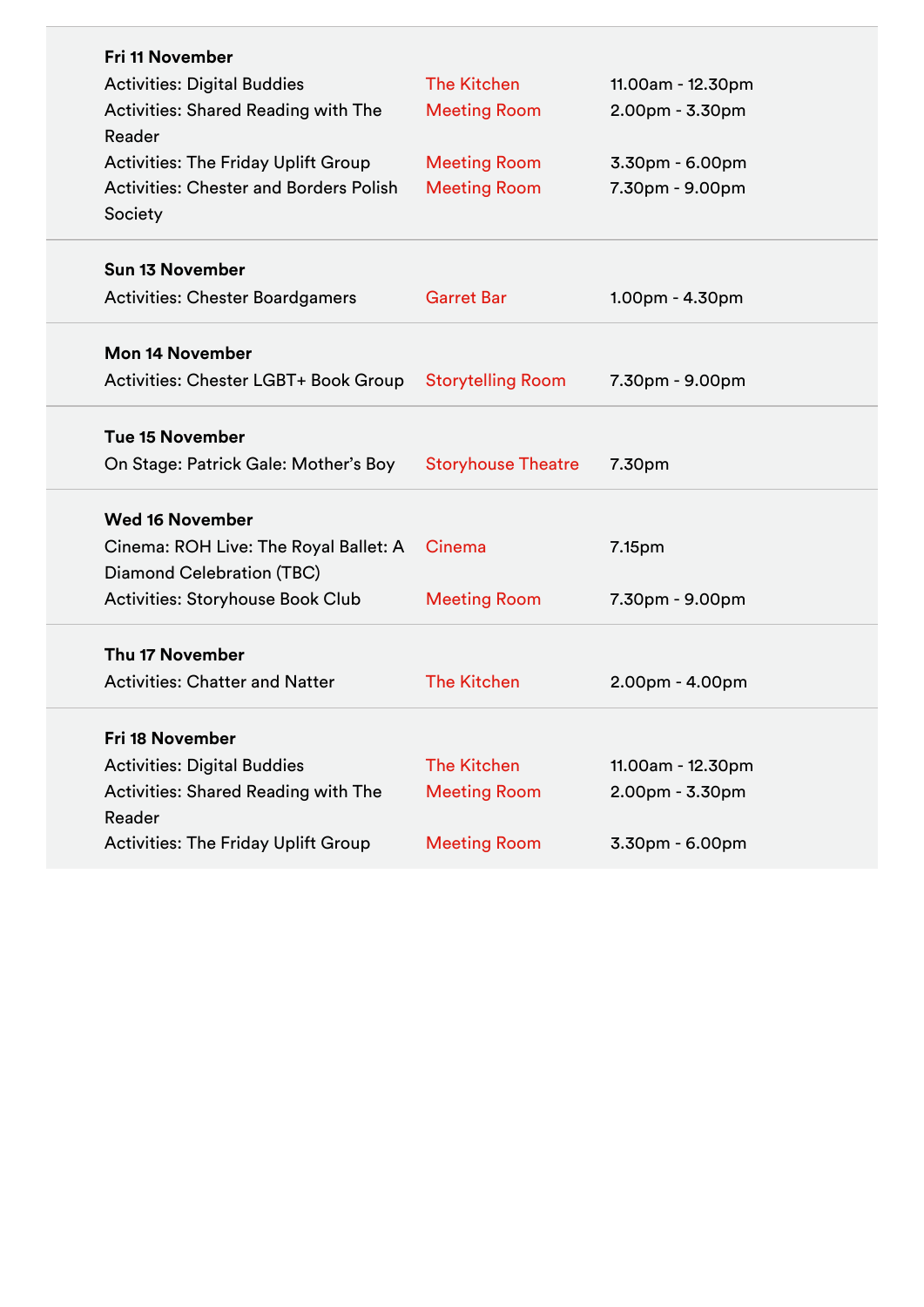**Fri 11 November**

| | | |
|---|---|---|
| Activities: Digital Buddies | The Kitchen | 11.00am - 12.30pm |
| Activities: Shared Reading with The Reader | Meeting Room | 2.00pm - 3.30pm |
| Activities: The Friday Uplift Group | Meeting Room | 3.30pm - 6.00pm |
| Activities: Chester and Borders Polish Society | Meeting Room | 7.30pm - 9.00pm |

**Sun 13 November**

| | | |
|---|---|---|
| Activities: Chester Boardgamers | Garret Bar | 1.00pm - 4.30pm |

**Mon 14 November**

| | | |
|---|---|---|
| Activities: Chester LGBT+ Book Group | Storytelling Room | 7.30pm - 9.00pm |

**Tue 15 November**

| | | |
|---|---|---|
| On Stage: Patrick Gale: Mother's Boy | Storyhouse Theatre | 7.30pm |

**Wed 16 November**

| | | |
|---|---|---|
| Cinema: ROH Live: The Royal Ballet: A Diamond Celebration (TBC) | Cinema | 7.15pm |
| Activities: Storyhouse Book Club | Meeting Room | 7.30pm - 9.00pm |

**Thu 17 November**

| | | |
|---|---|---|
| Activities: Chatter and Natter | The Kitchen | 2.00pm - 4.00pm |

**Fri 18 November**

| | | |
|---|---|---|
| Activities: Digital Buddies | The Kitchen | 11.00am - 12.30pm |
| Activities: Shared Reading with The Reader | Meeting Room | 2.00pm - 3.30pm |
| Activities: The Friday Uplift Group | Meeting Room | 3.30pm - 6.00pm |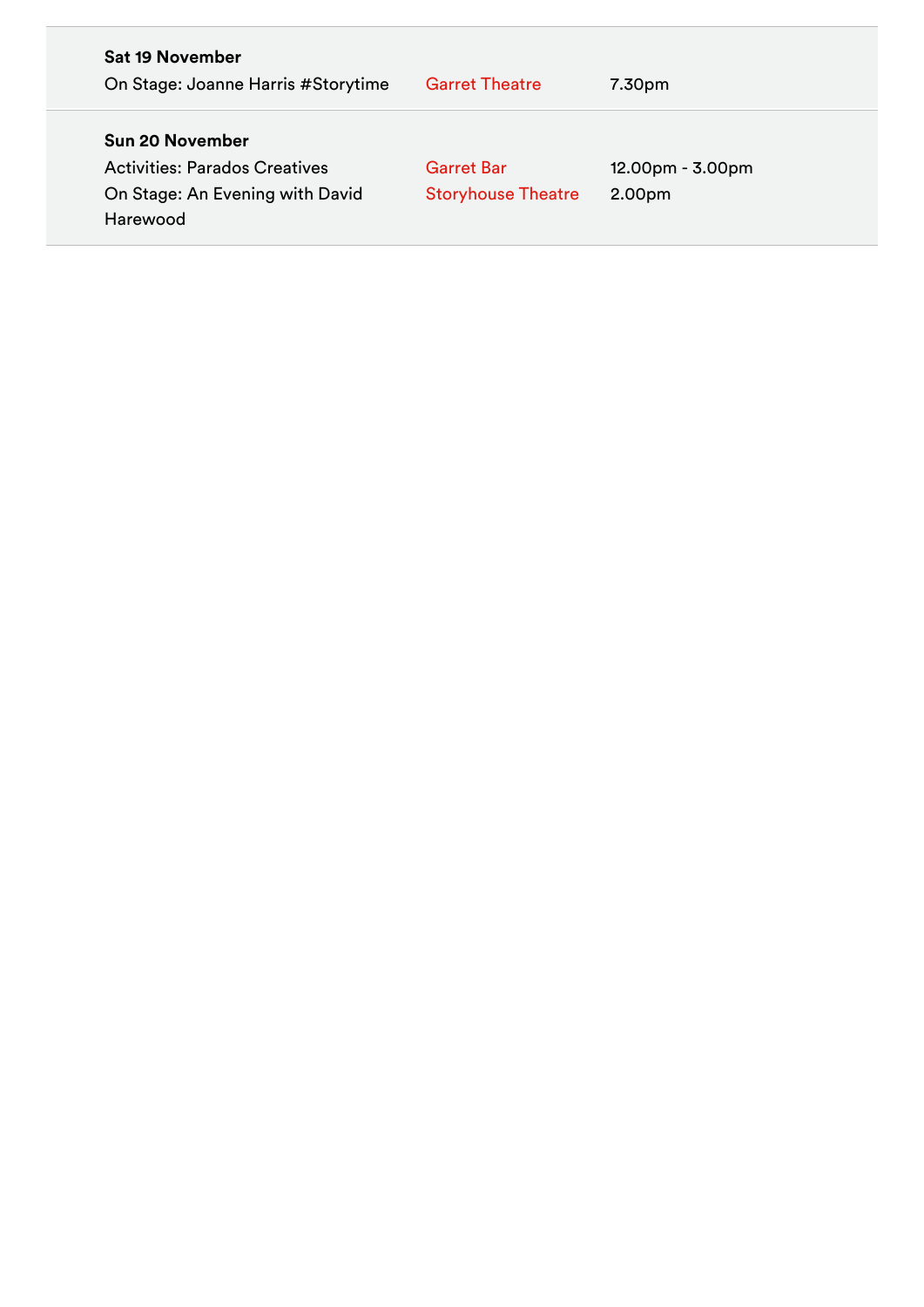**Sat 19 November**

| | | |
|---|---|---|
| On Stage: Joanne Harris #Storytime | Garret Theatre | 7.30pm |

**Sun 20 November**

| | | |
|---|---|---|
| Activities: Parados Creatives | Garret Bar | 12.00pm - 3.00pm |
| On Stage: An Evening with David Harewood | Storyhouse Theatre | 2.00pm |